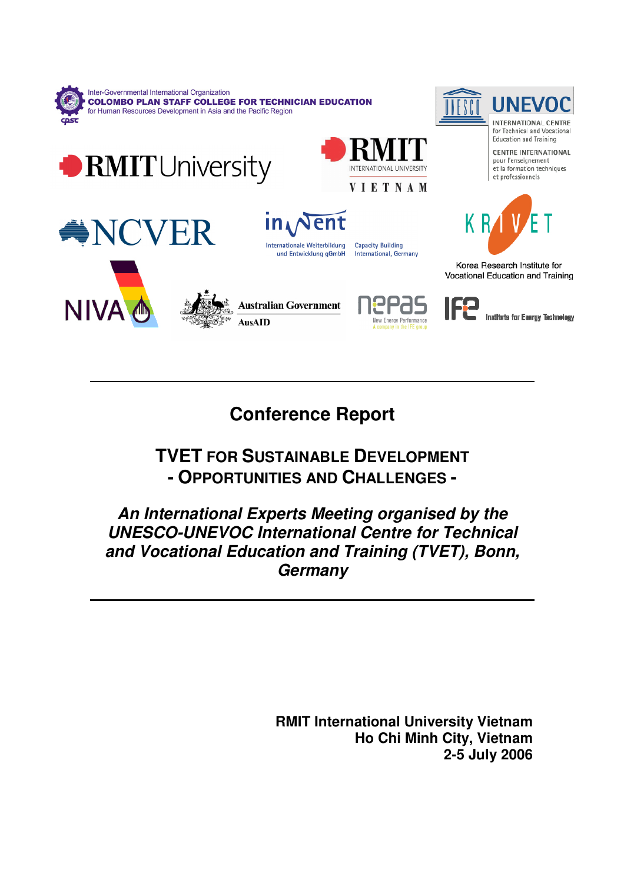Inter-Governmental International Organization
**COLOMBO PLAN STAFF COLLEGE FOR TECHNICIAN EDUCATION**
for Human Resources Development in Asia and the Pacific Region

UNEVOC
INTERNATIONAL CENTRE for Technical and Vocational Education and Training
CENTRE INTERNATIONAL pour l'enseignement et la formation techniques et professionnels

RMIT University

RMIT INTERNATIONAL UNIVERSITY VIETNAM

NCVER

inWent Internationale Weiterbildung und Entwicklung gGmbH
Capacity Building International, Germany

KRIVET
Korea Research Institute for Vocational Education and Training

NIVA

Australian Government AusAID

nepas New Energy Performance A company in the IFE group

IFE Institute for Energy Technology

---

# Conference Report

## TVET FOR SUSTAINABLE DEVELOPMENT - OPPORTUNITIES AND CHALLENGES -

***An International Experts Meeting organised by the UNESCO-UNEVOC International Centre for Technical and Vocational Education and Training (TVET), Bonn, Germany***

---

**RMIT International University Vietnam**
**Ho Chi Minh City, Vietnam**
**2-5 July 2006**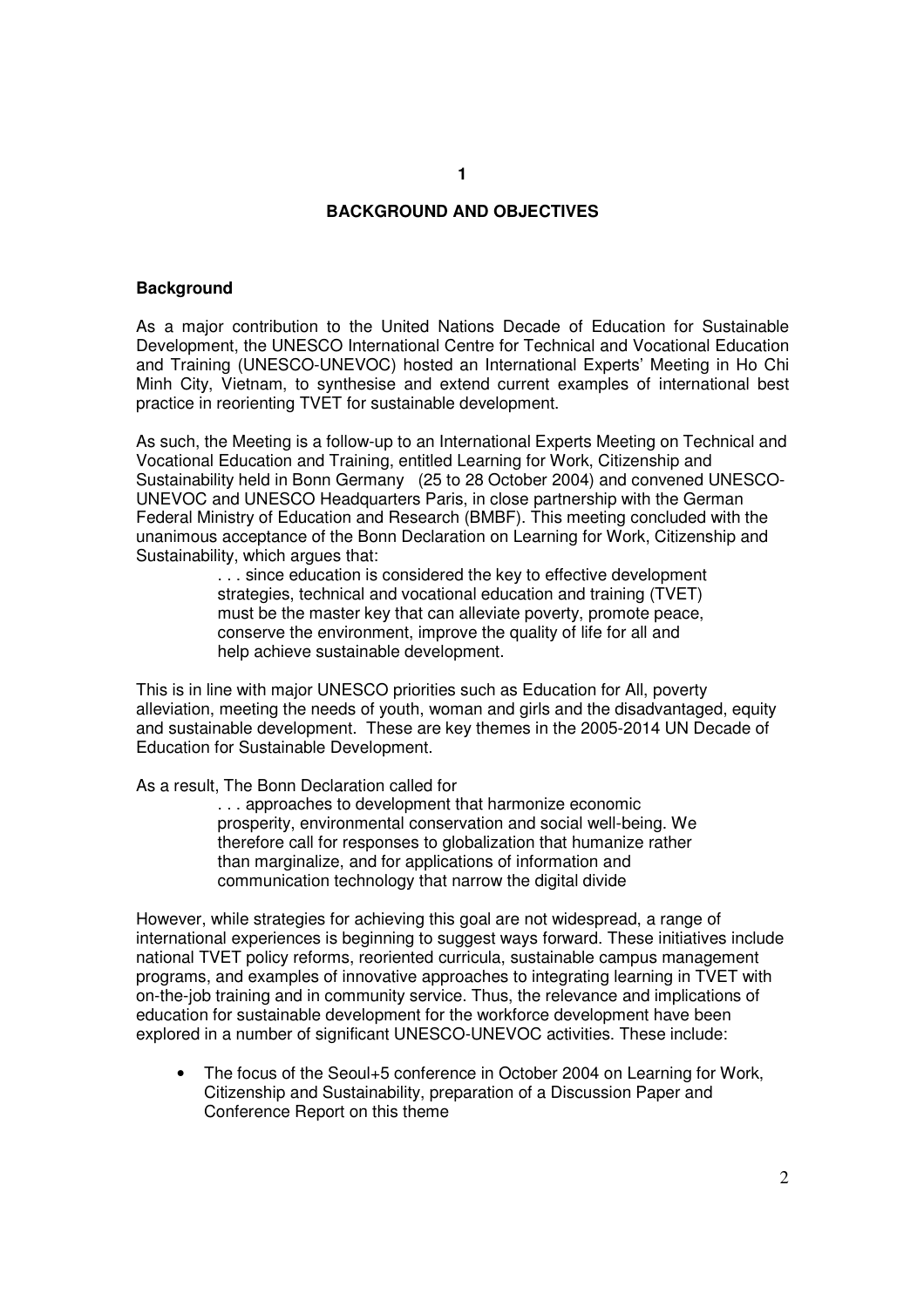# 1

## BACKGROUND AND OBJECTIVES

### Background

As a major contribution to the United Nations Decade of Education for Sustainable Development, the UNESCO International Centre for Technical and Vocational Education and Training (UNESCO-UNEVOC) hosted an International Experts' Meeting in Ho Chi Minh City, Vietnam, to synthesise and extend current examples of international best practice in reorienting TVET for sustainable development.

As such, the Meeting is a follow-up to an International Experts Meeting on Technical and Vocational Education and Training, entitled Learning for Work, Citizenship and Sustainability held in Bonn Germany (25 to 28 October 2004) and convened UNESCO-UNEVOC and UNESCO Headquarters Paris, in close partnership with the German Federal Ministry of Education and Research (BMBF). This meeting concluded with the unanimous acceptance of the Bonn Declaration on Learning for Work, Citizenship and Sustainability, which argues that:

> . . . since education is considered the key to effective development strategies, technical and vocational education and training (TVET) must be the master key that can alleviate poverty, promote peace, conserve the environment, improve the quality of life for all and help achieve sustainable development.

This is in line with major UNESCO priorities such as Education for All, poverty alleviation, meeting the needs of youth, woman and girls and the disadvantaged, equity and sustainable development. These are key themes in the 2005-2014 UN Decade of Education for Sustainable Development.

As a result, The Bonn Declaration called for

> . . . approaches to development that harmonize economic prosperity, environmental conservation and social well-being. We therefore call for responses to globalization that humanize rather than marginalize, and for applications of information and communication technology that narrow the digital divide

However, while strategies for achieving this goal are not widespread, a range of international experiences is beginning to suggest ways forward. These initiatives include national TVET policy reforms, reoriented curricula, sustainable campus management programs, and examples of innovative approaches to integrating learning in TVET with on-the-job training and in community service. Thus, the relevance and implications of education for sustainable development for the workforce development have been explored in a number of significant UNESCO-UNEVOC activities. These include:

- The focus of the Seoul+5 conference in October 2004 on Learning for Work, Citizenship and Sustainability, preparation of a Discussion Paper and Conference Report on this theme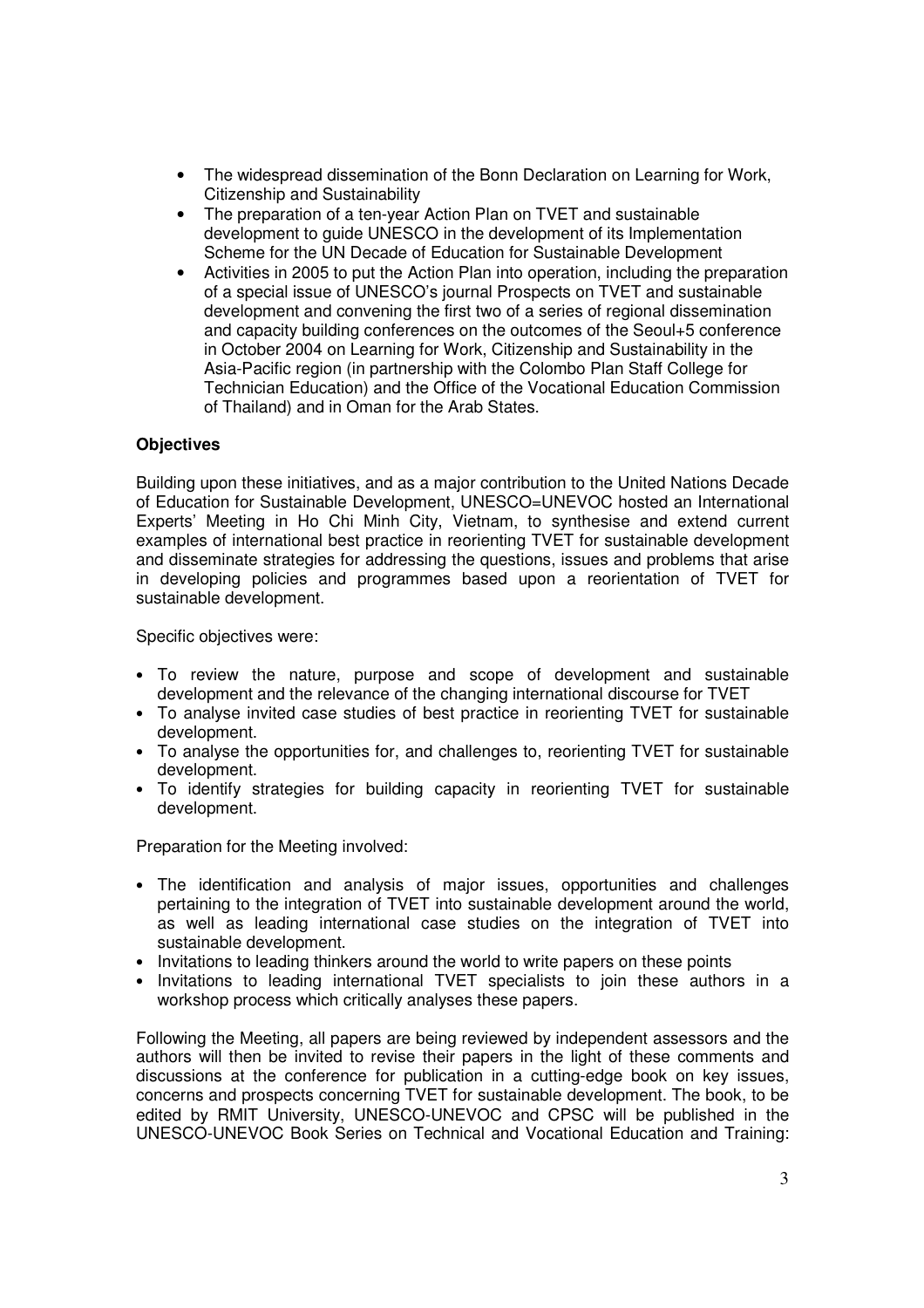- The widespread dissemination of the Bonn Declaration on Learning for Work, Citizenship and Sustainability
- The preparation of a ten-year Action Plan on TVET and sustainable development to guide UNESCO in the development of its Implementation Scheme for the UN Decade of Education for Sustainable Development
- Activities in 2005 to put the Action Plan into operation, including the preparation of a special issue of UNESCO's journal Prospects on TVET and sustainable development and convening the first two of a series of regional dissemination and capacity building conferences on the outcomes of the Seoul+5 conference in October 2004 on Learning for Work, Citizenship and Sustainability in the Asia-Pacific region (in partnership with the Colombo Plan Staff College for Technician Education) and the Office of the Vocational Education Commission of Thailand) and in Oman for the Arab States.

**Objectives**

Building upon these initiatives, and as a major contribution to the United Nations Decade of Education for Sustainable Development, UNESCO=UNEVOC hosted an International Experts' Meeting in Ho Chi Minh City, Vietnam, to synthesise and extend current examples of international best practice in reorienting TVET for sustainable development and disseminate strategies for addressing the questions, issues and problems that arise in developing policies and programmes based upon a reorientation of TVET for sustainable development.

Specific objectives were:

- To review the nature, purpose and scope of development and sustainable development and the relevance of the changing international discourse for TVET
- To analyse invited case studies of best practice in reorienting TVET for sustainable development.
- To analyse the opportunities for, and challenges to, reorienting TVET for sustainable development.
- To identify strategies for building capacity in reorienting TVET for sustainable development.

Preparation for the Meeting involved:

- The identification and analysis of major issues, opportunities and challenges pertaining to the integration of TVET into sustainable development around the world, as well as leading international case studies on the integration of TVET into sustainable development.
- Invitations to leading thinkers around the world to write papers on these points
- Invitations to leading international TVET specialists to join these authors in a workshop process which critically analyses these papers.

Following the Meeting, all papers are being reviewed by independent assessors and the authors will then be invited to revise their papers in the light of these comments and discussions at the conference for publication in a cutting-edge book on key issues, concerns and prospects concerning TVET for sustainable development. The book, to be edited by RMIT University, UNESCO-UNEVOC and CPSC will be published in the UNESCO-UNEVOC Book Series on Technical and Vocational Education and Training: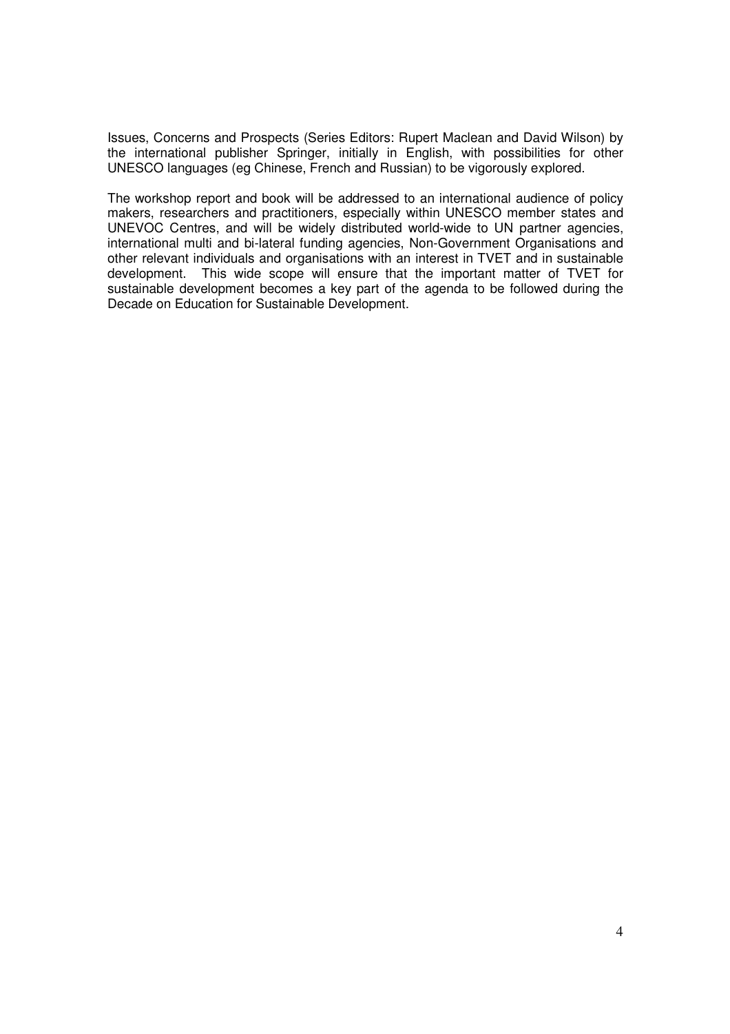Issues, Concerns and Prospects (Series Editors: Rupert Maclean and David Wilson) by the international publisher Springer, initially in English, with possibilities for other UNESCO languages (eg Chinese, French and Russian) to be vigorously explored.

The workshop report and book will be addressed to an international audience of policy makers, researchers and practitioners, especially within UNESCO member states and UNEVOC Centres, and will be widely distributed world-wide to UN partner agencies, international multi and bi-lateral funding agencies, Non-Government Organisations and other relevant individuals and organisations with an interest in TVET and in sustainable development. This wide scope will ensure that the important matter of TVET for sustainable development becomes a key part of the agenda to be followed during the Decade on Education for Sustainable Development.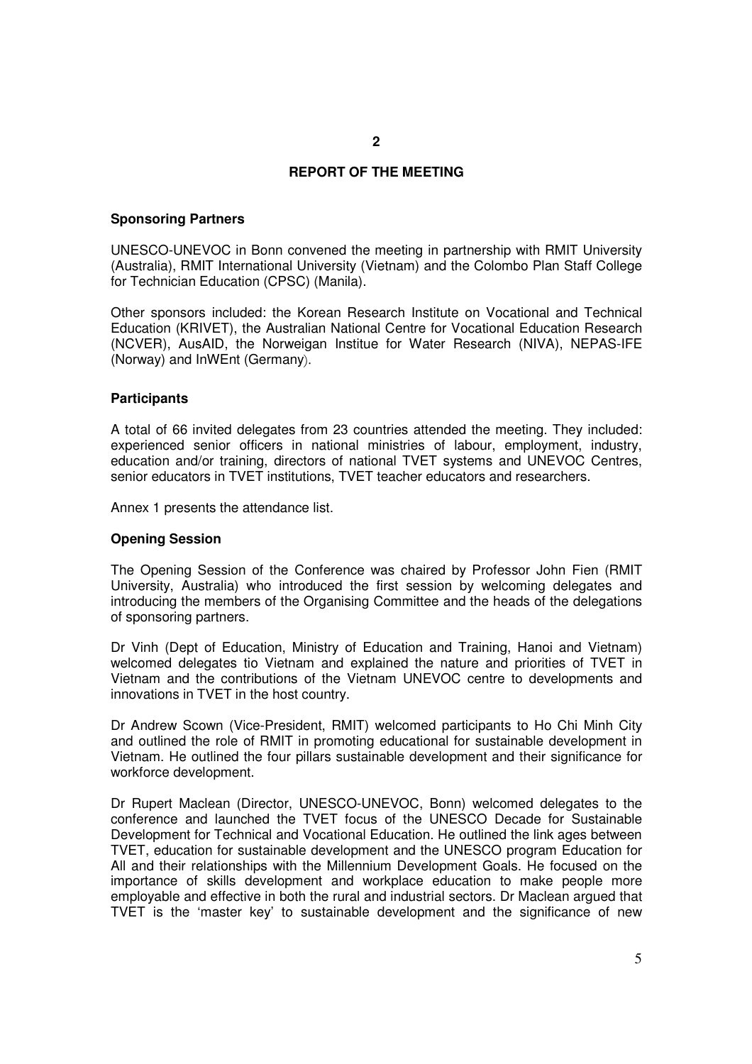**2**

## REPORT OF THE MEETING

### Sponsoring Partners

UNESCO-UNEVOC in Bonn convened the meeting in partnership with RMIT University (Australia), RMIT International University (Vietnam) and the Colombo Plan Staff College for Technician Education (CPSC) (Manila).

Other sponsors included: the Korean Research Institute on Vocational and Technical Education (KRIVET), the Australian National Centre for Vocational Education Research (NCVER), AusAID, the Norweigan Institue for Water Research (NIVA), NEPAS-IFE (Norway) and InWEnt (Germany).

### Participants

A total of 66 invited delegates from 23 countries attended the meeting. They included: experienced senior officers in national ministries of labour, employment, industry, education and/or training, directors of national TVET systems and UNEVOC Centres, senior educators in TVET institutions, TVET teacher educators and researchers.

Annex 1 presents the attendance list.

### Opening Session

The Opening Session of the Conference was chaired by Professor John Fien (RMIT University, Australia) who introduced the first session by welcoming delegates and introducing the members of the Organising Committee and the heads of the delegations of sponsoring partners.

Dr Vinh (Dept of Education, Ministry of Education and Training, Hanoi and Vietnam) welcomed delegates tio Vietnam and explained the nature and priorities of TVET in Vietnam and the contributions of the Vietnam UNEVOC centre to developments and innovations in TVET in the host country.

Dr Andrew Scown (Vice-President, RMIT) welcomed participants to Ho Chi Minh City and outlined the role of RMIT in promoting educational for sustainable development in Vietnam. He outlined the four pillars sustainable development and their significance for workforce development.

Dr Rupert Maclean (Director, UNESCO-UNEVOC, Bonn) welcomed delegates to the conference and launched the TVET focus of the UNESCO Decade for Sustainable Development for Technical and Vocational Education. He outlined the link ages between TVET, education for sustainable development and the UNESCO program Education for All and their relationships with the Millennium Development Goals. He focused on the importance of skills development and workplace education to make people more employable and effective in both the rural and industrial sectors. Dr Maclean argued that TVET is the 'master key' to sustainable development and the significance of new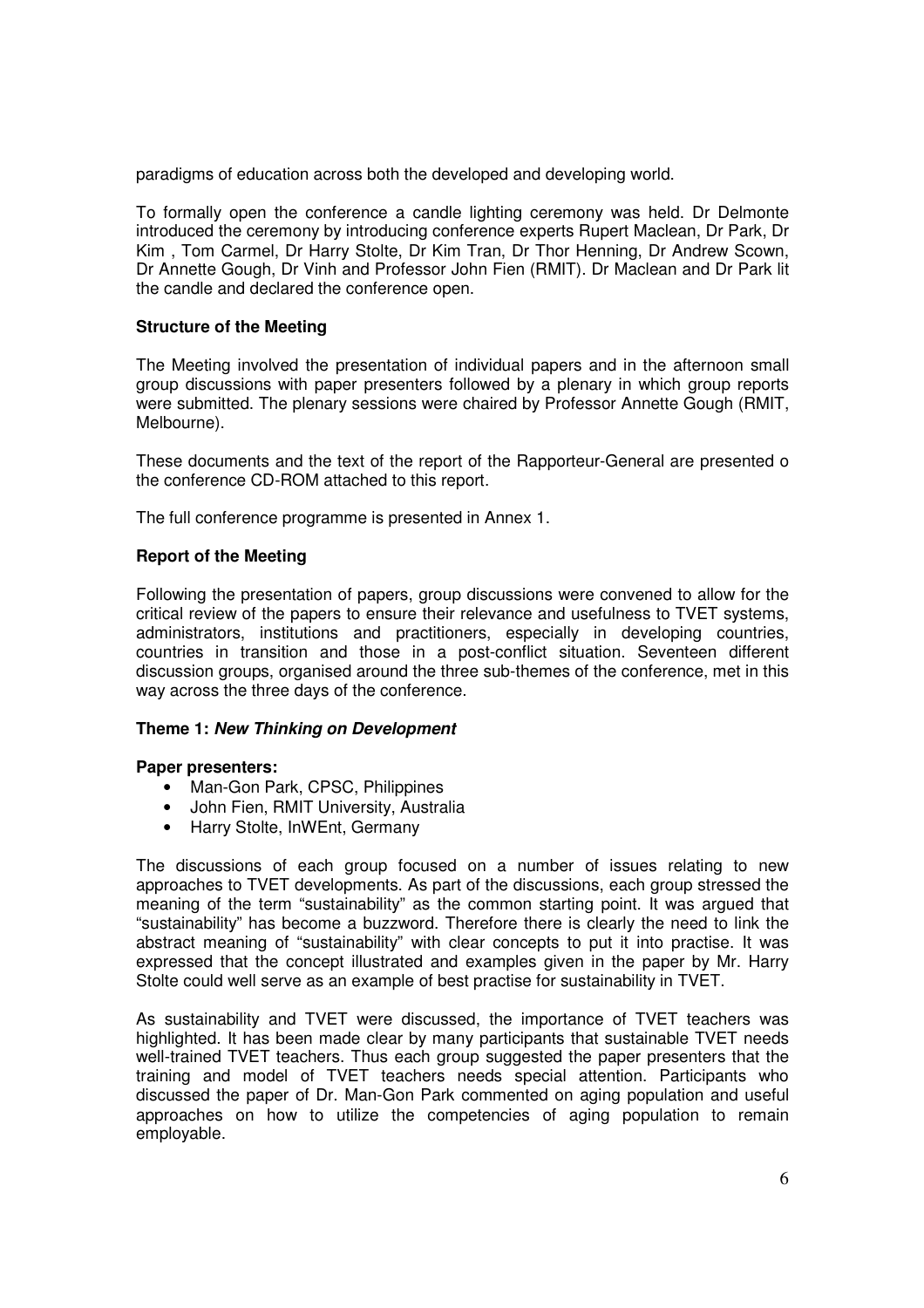paradigms of education across both the developed and developing world.

To formally open the conference a candle lighting ceremony was held. Dr Delmonte introduced the ceremony by introducing conference experts Rupert Maclean, Dr Park, Dr Kim , Tom Carmel, Dr Harry Stolte, Dr Kim Tran, Dr Thor Henning, Dr Andrew Scown, Dr Annette Gough, Dr Vinh and Professor John Fien (RMIT). Dr Maclean and Dr Park lit the candle and declared the conference open.

**Structure of the Meeting**

The Meeting involved the presentation of individual papers and in the afternoon small group discussions with paper presenters followed by a plenary in which group reports were submitted. The plenary sessions were chaired by Professor Annette Gough (RMIT, Melbourne).

These documents and the text of the report of the Rapporteur-General are presented o the conference CD-ROM attached to this report.

The full conference programme is presented in Annex 1.

**Report of the Meeting**

Following the presentation of papers, group discussions were convened to allow for the critical review of the papers to ensure their relevance and usefulness to TVET systems, administrators, institutions and practitioners, especially in developing countries, countries in transition and those in a post-conflict situation. Seventeen different discussion groups, organised around the three sub-themes of the conference, met in this way across the three days of the conference.

**Theme 1: *New Thinking on Development***

**Paper presenters:**

- Man-Gon Park, CPSC, Philippines
- John Fien, RMIT University, Australia
- Harry Stolte, InWEnt, Germany

The discussions of each group focused on a number of issues relating to new approaches to TVET developments. As part of the discussions, each group stressed the meaning of the term "sustainability" as the common starting point. It was argued that "sustainability" has become a buzzword. Therefore there is clearly the need to link the abstract meaning of "sustainability" with clear concepts to put it into practise. It was expressed that the concept illustrated and examples given in the paper by Mr. Harry Stolte could well serve as an example of best practise for sustainability in TVET.

As sustainability and TVET were discussed, the importance of TVET teachers was highlighted. It has been made clear by many participants that sustainable TVET needs well-trained TVET teachers. Thus each group suggested the paper presenters that the training and model of TVET teachers needs special attention. Participants who discussed the paper of Dr. Man-Gon Park commented on aging population and useful approaches on how to utilize the competencies of aging population to remain employable.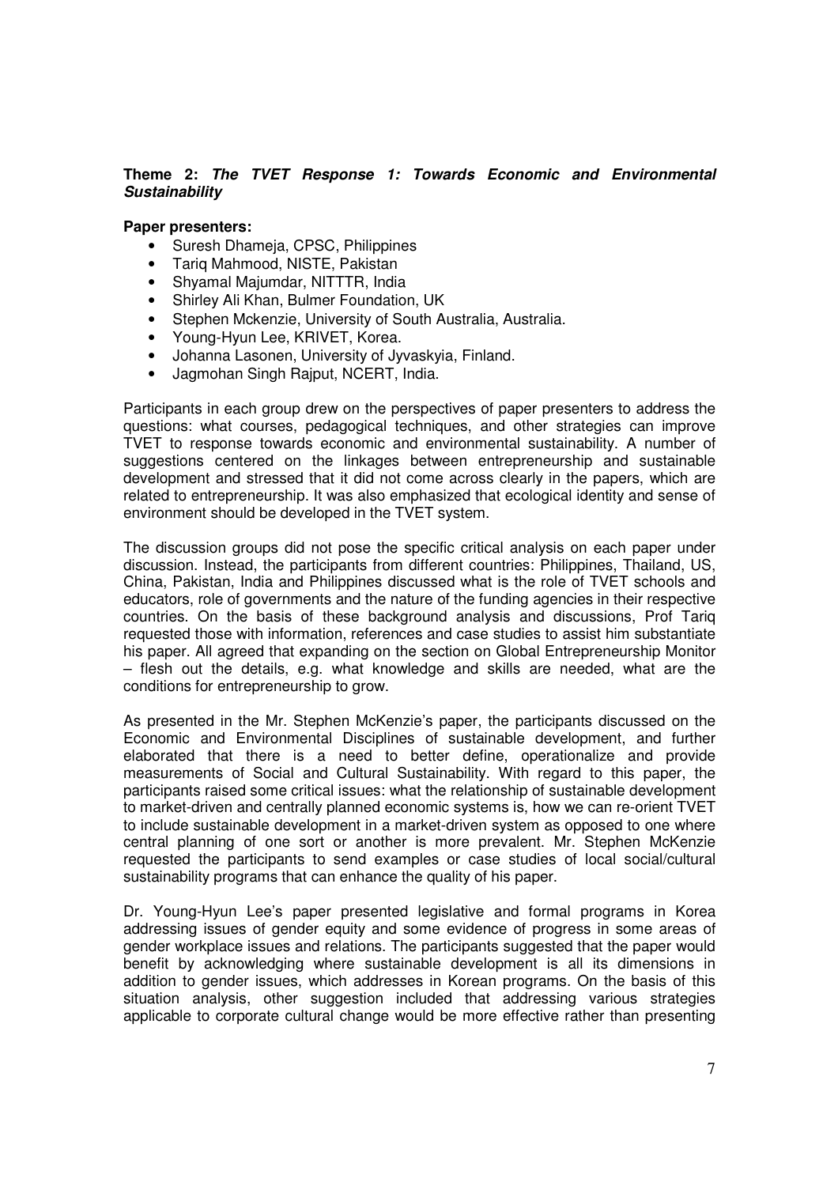**Theme 2:** ***The TVET Response 1: Towards Economic and Environmental Sustainability***

**Paper presenters:**

- Suresh Dhameja, CPSC, Philippines
- Tariq Mahmood, NISTE, Pakistan
- Shyamal Majumdar, NITTTR, India
- Shirley Ali Khan, Bulmer Foundation, UK
- Stephen Mckenzie, University of South Australia, Australia.
- Young-Hyun Lee, KRIVET, Korea.
- Johanna Lasonen, University of Jyvaskyia, Finland.
- Jagmohan Singh Rajput, NCERT, India.

Participants in each group drew on the perspectives of paper presenters to address the questions: what courses, pedagogical techniques, and other strategies can improve TVET to response towards economic and environmental sustainability. A number of suggestions centered on the linkages between entrepreneurship and sustainable development and stressed that it did not come across clearly in the papers, which are related to entrepreneurship. It was also emphasized that ecological identity and sense of environment should be developed in the TVET system.

The discussion groups did not pose the specific critical analysis on each paper under discussion. Instead, the participants from different countries: Philippines, Thailand, US, China, Pakistan, India and Philippines discussed what is the role of TVET schools and educators, role of governments and the nature of the funding agencies in their respective countries. On the basis of these background analysis and discussions, Prof Tariq requested those with information, references and case studies to assist him substantiate his paper. All agreed that expanding on the section on Global Entrepreneurship Monitor – flesh out the details, e.g. what knowledge and skills are needed, what are the conditions for entrepreneurship to grow.

As presented in the Mr. Stephen McKenzie's paper, the participants discussed on the Economic and Environmental Disciplines of sustainable development, and further elaborated that there is a need to better define, operationalize and provide measurements of Social and Cultural Sustainability. With regard to this paper, the participants raised some critical issues: what the relationship of sustainable development to market-driven and centrally planned economic systems is, how we can re-orient TVET to include sustainable development in a market-driven system as opposed to one where central planning of one sort or another is more prevalent. Mr. Stephen McKenzie requested the participants to send examples or case studies of local social/cultural sustainability programs that can enhance the quality of his paper.

Dr. Young-Hyun Lee's paper presented legislative and formal programs in Korea addressing issues of gender equity and some evidence of progress in some areas of gender workplace issues and relations. The participants suggested that the paper would benefit by acknowledging where sustainable development is all its dimensions in addition to gender issues, which addresses in Korean programs. On the basis of this situation analysis, other suggestion included that addressing various strategies applicable to corporate cultural change would be more effective rather than presenting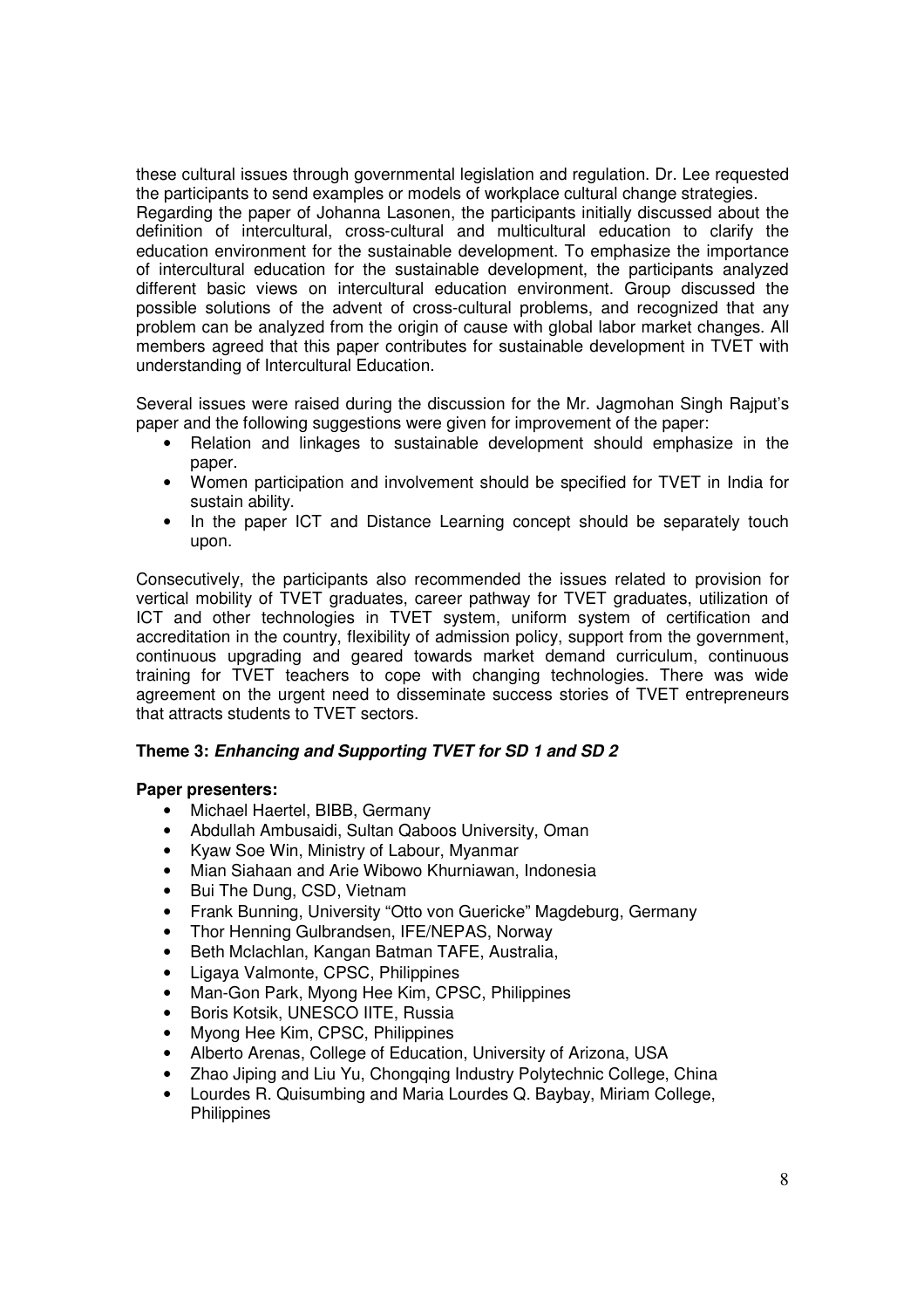these cultural issues through governmental legislation and regulation. Dr. Lee requested the participants to send examples or models of workplace cultural change strategies.
Regarding the paper of Johanna Lasonen, the participants initially discussed about the definition of intercultural, cross-cultural and multicultural education to clarify the education environment for the sustainable development. To emphasize the importance of intercultural education for the sustainable development, the participants analyzed different basic views on intercultural education environment. Group discussed the possible solutions of the advent of cross-cultural problems, and recognized that any problem can be analyzed from the origin of cause with global labor market changes. All members agreed that this paper contributes for sustainable development in TVET with understanding of Intercultural Education.

Several issues were raised during the discussion for the Mr. Jagmohan Singh Rajput's paper and the following suggestions were given for improvement of the paper:

- Relation and linkages to sustainable development should emphasize in the paper.
- Women participation and involvement should be specified for TVET in India for sustain ability.
- In the paper ICT and Distance Learning concept should be separately touch upon.

Consecutively, the participants also recommended the issues related to provision for vertical mobility of TVET graduates, career pathway for TVET graduates, utilization of ICT and other technologies in TVET system, uniform system of certification and accreditation in the country, flexibility of admission policy, support from the government, continuous upgrading and geared towards market demand curriculum, continuous training for TVET teachers to cope with changing technologies. There was wide agreement on the urgent need to disseminate success stories of TVET entrepreneurs that attracts students to TVET sectors.

**Theme 3: *Enhancing and Supporting TVET for SD 1 and SD 2***

**Paper presenters:**

- Michael Haertel, BIBB, Germany
- Abdullah Ambusaidi, Sultan Qaboos University, Oman
- Kyaw Soe Win, Ministry of Labour, Myanmar
- Mian Siahaan and Arie Wibowo Khurniawan, Indonesia
- Bui The Dung, CSD, Vietnam
- Frank Bunning, University "Otto von Guericke" Magdeburg, Germany
- Thor Henning Gulbrandsen, IFE/NEPAS, Norway
- Beth Mclachlan, Kangan Batman TAFE, Australia,
- Ligaya Valmonte, CPSC, Philippines
- Man-Gon Park, Myong Hee Kim, CPSC, Philippines
- Boris Kotsik, UNESCO IITE, Russia
- Myong Hee Kim, CPSC, Philippines
- Alberto Arenas, College of Education, University of Arizona, USA
- Zhao Jiping and Liu Yu, Chongqing Industry Polytechnic College, China
- Lourdes R. Quisumbing and Maria Lourdes Q. Baybay, Miriam College, Philippines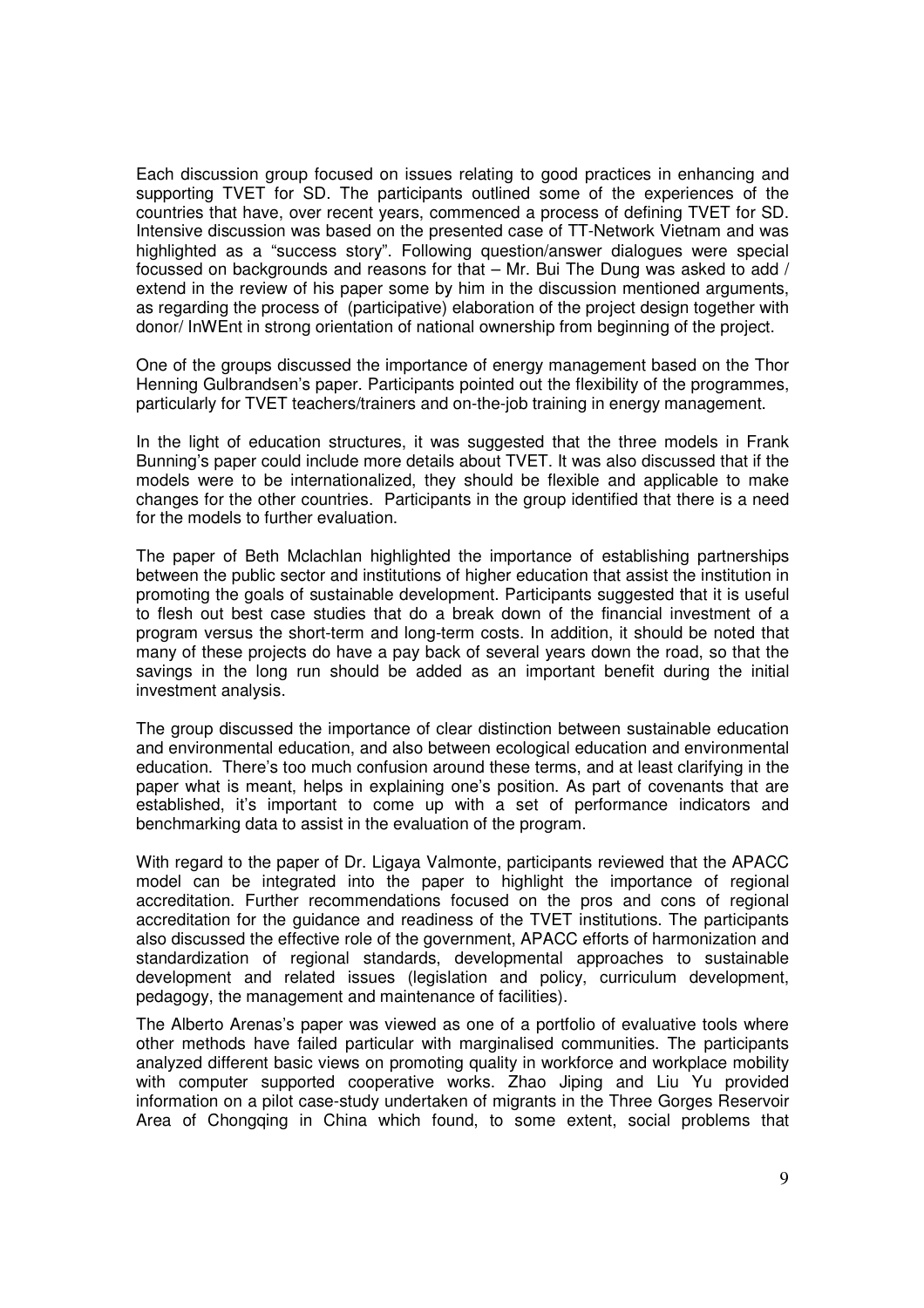Each discussion group focused on issues relating to good practices in enhancing and supporting TVET for SD. The participants outlined some of the experiences of the countries that have, over recent years, commenced a process of defining TVET for SD. Intensive discussion was based on the presented case of TT-Network Vietnam and was highlighted as a "success story". Following question/answer dialogues were special focussed on backgrounds and reasons for that – Mr. Bui The Dung was asked to add / extend in the review of his paper some by him in the discussion mentioned arguments, as regarding the process of (participative) elaboration of the project design together with donor/ InWEnt in strong orientation of national ownership from beginning of the project.

One of the groups discussed the importance of energy management based on the Thor Henning Gulbrandsen's paper. Participants pointed out the flexibility of the programmes, particularly for TVET teachers/trainers and on-the-job training in energy management.

In the light of education structures, it was suggested that the three models in Frank Bunning's paper could include more details about TVET. It was also discussed that if the models were to be internationalized, they should be flexible and applicable to make changes for the other countries. Participants in the group identified that there is a need for the models to further evaluation.

The paper of Beth Mclachlan highlighted the importance of establishing partnerships between the public sector and institutions of higher education that assist the institution in promoting the goals of sustainable development. Participants suggested that it is useful to flesh out best case studies that do a break down of the financial investment of a program versus the short-term and long-term costs. In addition, it should be noted that many of these projects do have a pay back of several years down the road, so that the savings in the long run should be added as an important benefit during the initial investment analysis.

The group discussed the importance of clear distinction between sustainable education and environmental education, and also between ecological education and environmental education. There's too much confusion around these terms, and at least clarifying in the paper what is meant, helps in explaining one's position. As part of covenants that are established, it's important to come up with a set of performance indicators and benchmarking data to assist in the evaluation of the program.

With regard to the paper of Dr. Ligaya Valmonte, participants reviewed that the APACC model can be integrated into the paper to highlight the importance of regional accreditation. Further recommendations focused on the pros and cons of regional accreditation for the guidance and readiness of the TVET institutions. The participants also discussed the effective role of the government, APACC efforts of harmonization and standardization of regional standards, developmental approaches to sustainable development and related issues (legislation and policy, curriculum development, pedagogy, the management and maintenance of facilities).

The Alberto Arenas's paper was viewed as one of a portfolio of evaluative tools where other methods have failed particular with marginalised communities. The participants analyzed different basic views on promoting quality in workforce and workplace mobility with computer supported cooperative works. Zhao Jiping and Liu Yu provided information on a pilot case-study undertaken of migrants in the Three Gorges Reservoir Area of Chongqing in China which found, to some extent, social problems that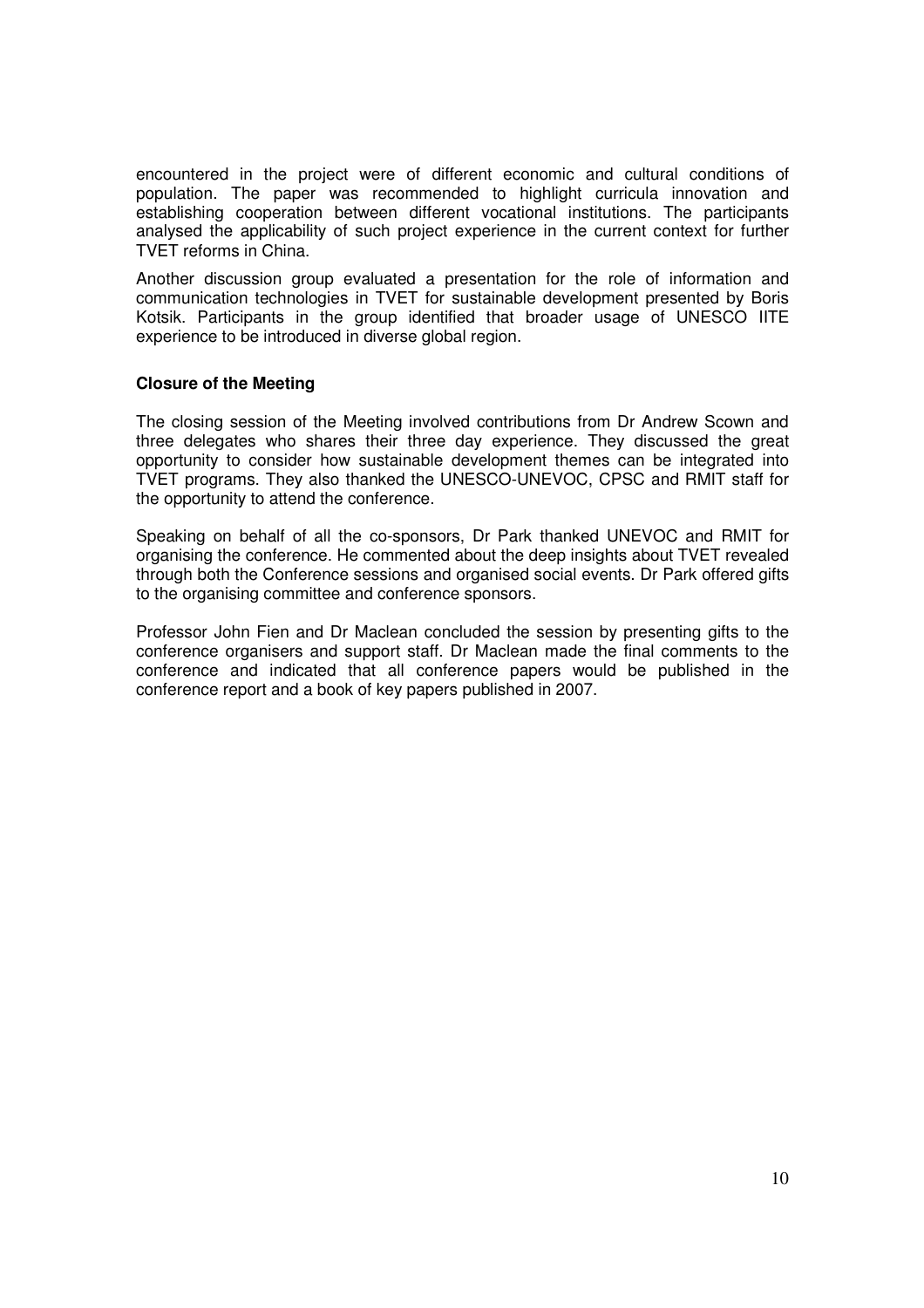encountered in the project were of different economic and cultural conditions of population. The paper was recommended to highlight curricula innovation and establishing cooperation between different vocational institutions. The participants analysed the applicability of such project experience in the current context for further TVET reforms in China.

Another discussion group evaluated a presentation for the role of information and communication technologies in TVET for sustainable development presented by Boris Kotsik. Participants in the group identified that broader usage of UNESCO IITE experience to be introduced in diverse global region.

**Closure of the Meeting**

The closing session of the Meeting involved contributions from Dr Andrew Scown and three delegates who shares their three day experience. They discussed the great opportunity to consider how sustainable development themes can be integrated into TVET programs. They also thanked the UNESCO-UNEVOC, CPSC and RMIT staff for the opportunity to attend the conference.

Speaking on behalf of all the co-sponsors, Dr Park thanked UNEVOC and RMIT for organising the conference. He commented about the deep insights about TVET revealed through both the Conference sessions and organised social events. Dr Park offered gifts to the organising committee and conference sponsors.

Professor John Fien and Dr Maclean concluded the session by presenting gifts to the conference organisers and support staff. Dr Maclean made the final comments to the conference and indicated that all conference papers would be published in the conference report and a book of key papers published in 2007.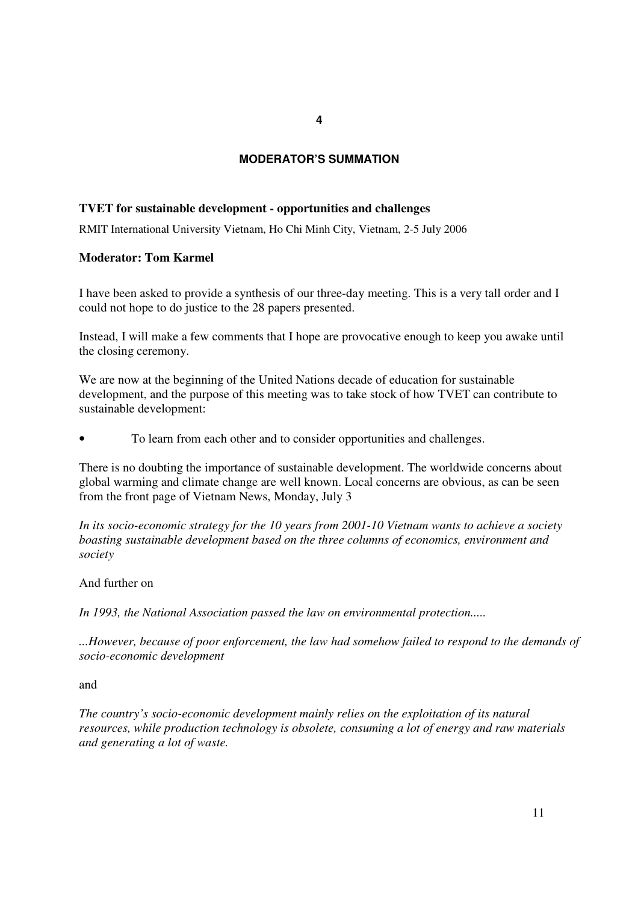# 4

## MODERATOR'S SUMMATION

### TVET for sustainable development - opportunities and challenges

RMIT International University Vietnam, Ho Chi Minh City, Vietnam, 2-5 July 2006

**Moderator: Tom Karmel**

I have been asked to provide a synthesis of our three-day meeting. This is a very tall order and I could not hope to do justice to the 28 papers presented.

Instead, I will make a few comments that I hope are provocative enough to keep you awake until the closing ceremony.

We are now at the beginning of the United Nations decade of education for sustainable development, and the purpose of this meeting was to take stock of how TVET can contribute to sustainable development:

- To learn from each other and to consider opportunities and challenges.

There is no doubting the importance of sustainable development. The worldwide concerns about global warming and climate change are well known. Local concerns are obvious, as can be seen from the front page of Vietnam News, Monday, July 3

*In its socio-economic strategy for the 10 years from 2001-10 Vietnam wants to achieve a society boasting sustainable development based on the three columns of economics, environment and society*

And further on

*In 1993, the National Association passed the law on environmental protection.....*

*...However, because of poor enforcement, the law had somehow failed to respond to the demands of socio-economic development*

and

*The country's socio-economic development mainly relies on the exploitation of its natural resources, while production technology is obsolete, consuming a lot of energy and raw materials and generating a lot of waste.*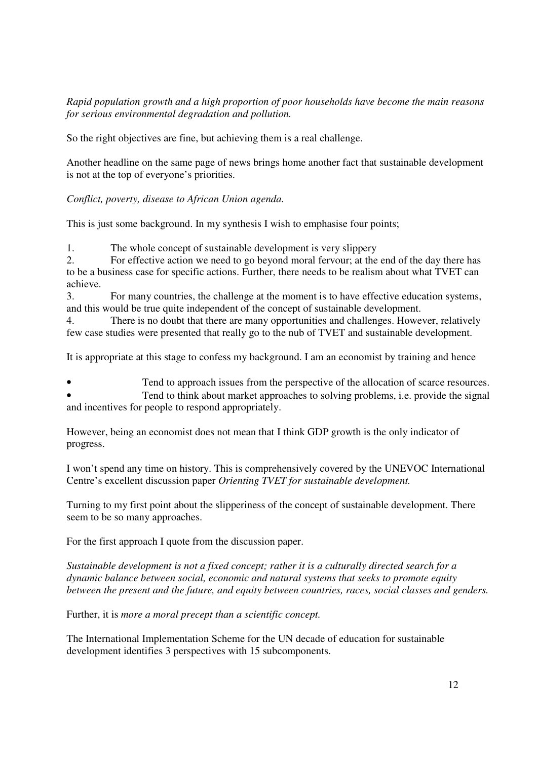*Rapid population growth and a high proportion of poor households have become the main reasons for serious environmental degradation and pollution.*

So the right objectives are fine, but achieving them is a real challenge.

Another headline on the same page of news brings home another fact that sustainable development is not at the top of everyone's priorities.

*Conflict, poverty, disease to African Union agenda.*

This is just some background. In my synthesis I wish to emphasise four points;

1. The whole concept of sustainable development is very slippery
2. For effective action we need to go beyond moral fervour; at the end of the day there has to be a business case for specific actions. Further, there needs to be realism about what TVET can achieve.
3. For many countries, the challenge at the moment is to have effective education systems, and this would be true quite independent of the concept of sustainable development.
4. There is no doubt that there are many opportunities and challenges. However, relatively few case studies were presented that really go to the nub of TVET and sustainable development.

It is appropriate at this stage to confess my background. I am an economist by training and hence

- Tend to approach issues from the perspective of the allocation of scarce resources.
- Tend to think about market approaches to solving problems, i.e. provide the signal and incentives for people to respond appropriately.

However, being an economist does not mean that I think GDP growth is the only indicator of progress.

I won't spend any time on history. This is comprehensively covered by the UNEVOC International Centre's excellent discussion paper *Orienting TVET for sustainable development.*

Turning to my first point about the slipperiness of the concept of sustainable development. There seem to be so many approaches.

For the first approach I quote from the discussion paper.

*Sustainable development is not a fixed concept; rather it is a culturally directed search for a dynamic balance between social, economic and natural systems that seeks to promote equity between the present and the future, and equity between countries, races, social classes and genders.*

Further, it is *more a moral precept than a scientific concept.*

The International Implementation Scheme for the UN decade of education for sustainable development identifies 3 perspectives with 15 subcomponents.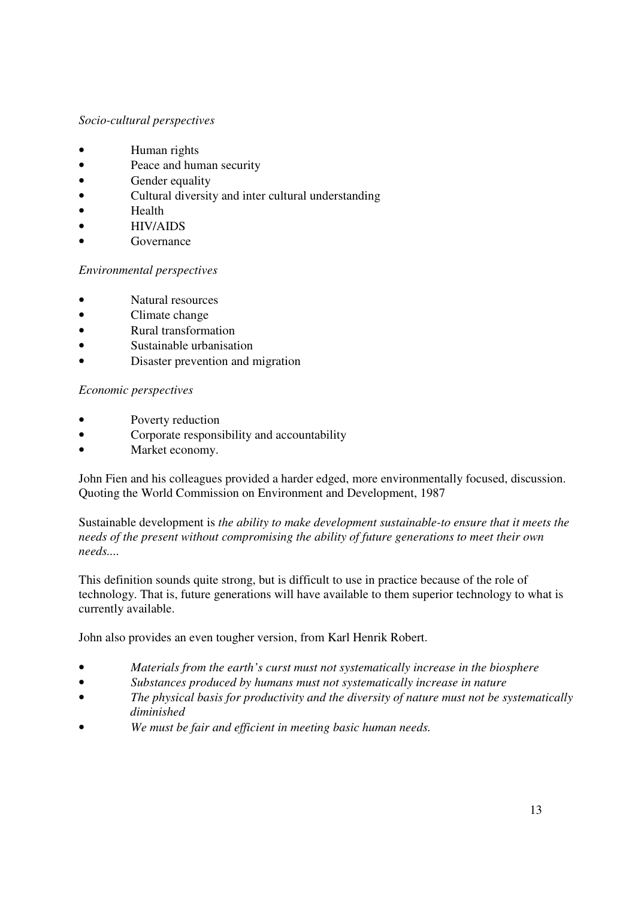*Socio-cultural perspectives*

- Human rights
- Peace and human security
- Gender equality
- Cultural diversity and inter cultural understanding
- Health
- HIV/AIDS
- Governance

*Environmental perspectives*

- Natural resources
- Climate change
- Rural transformation
- Sustainable urbanisation
- Disaster prevention and migration

*Economic perspectives*

- Poverty reduction
- Corporate responsibility and accountability
- Market economy.

John Fien and his colleagues provided a harder edged, more environmentally focused, discussion. Quoting the World Commission on Environment and Development, 1987

Sustainable development is *the ability to make development sustainable-to ensure that it meets the needs of the present without compromising the ability of future generations to meet their own needs....*

This definition sounds quite strong, but is difficult to use in practice because of the role of technology. That is, future generations will have available to them superior technology to what is currently available.

John also provides an even tougher version, from Karl Henrik Robert.

- *Materials from the earth's curst must not systematically increase in the biosphere*
- *Substances produced by humans must not systematically increase in nature*
- *The physical basis for productivity and the diversity of nature must not be systematically diminished*
- *We must be fair and efficient in meeting basic human needs.*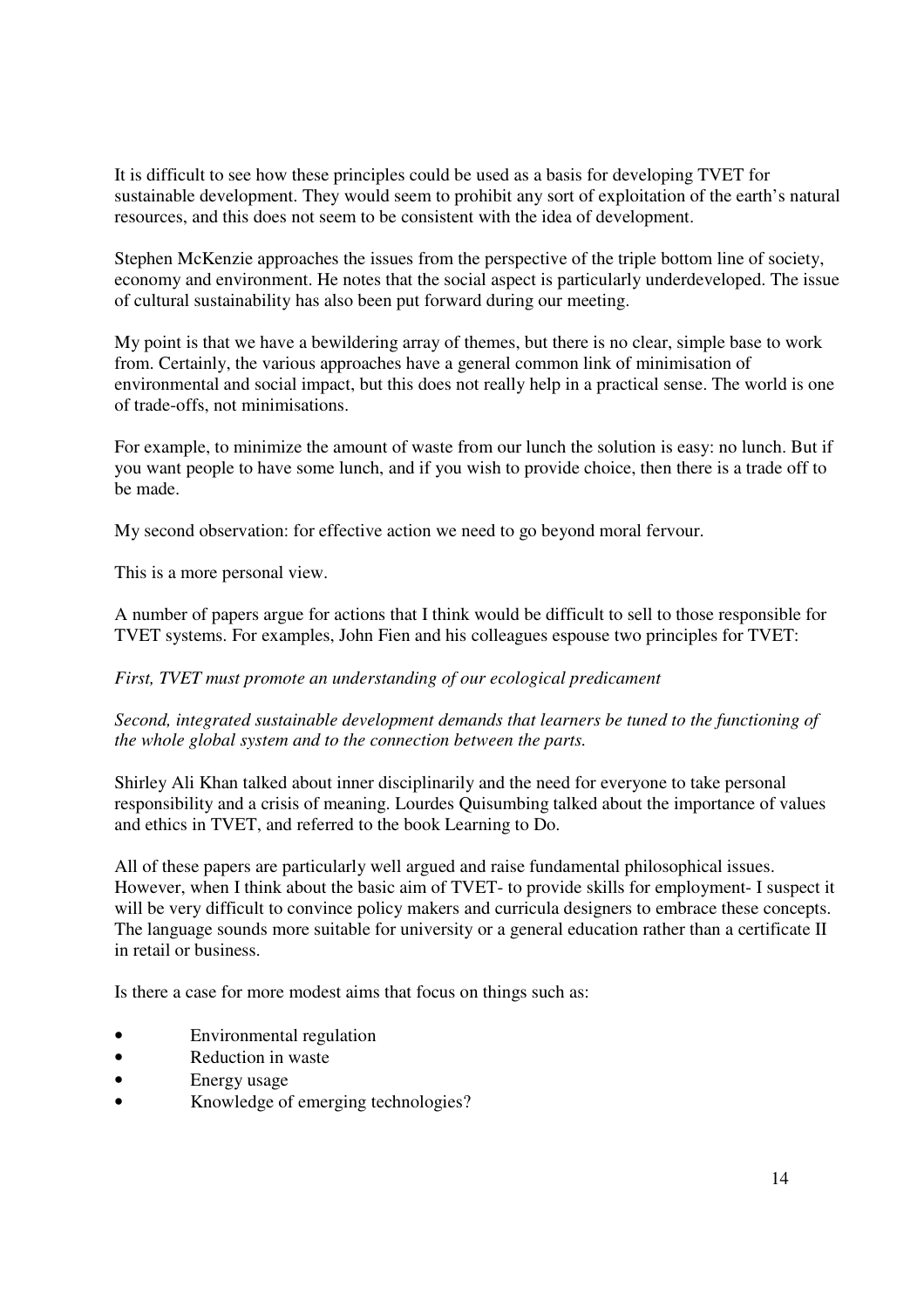It is difficult to see how these principles could be used as a basis for developing TVET for sustainable development. They would seem to prohibit any sort of exploitation of the earth's natural resources, and this does not seem to be consistent with the idea of development.

Stephen McKenzie approaches the issues from the perspective of the triple bottom line of society, economy and environment. He notes that the social aspect is particularly underdeveloped. The issue of cultural sustainability has also been put forward during our meeting.

My point is that we have a bewildering array of themes, but there is no clear, simple base to work from. Certainly, the various approaches have a general common link of minimisation of environmental and social impact, but this does not really help in a practical sense. The world is one of trade-offs, not minimisations.

For example, to minimize the amount of waste from our lunch the solution is easy: no lunch. But if you want people to have some lunch, and if you wish to provide choice, then there is a trade off to be made.

My second observation: for effective action we need to go beyond moral fervour.

This is a more personal view.

A number of papers argue for actions that I think would be difficult to sell to those responsible for TVET systems. For examples, John Fien and his colleagues espouse two principles for TVET:

*First, TVET must promote an understanding of our ecological predicament*

*Second, integrated sustainable development demands that learners be tuned to the functioning of the whole global system and to the connection between the parts.*

Shirley Ali Khan talked about inner disciplinarily and the need for everyone to take personal responsibility and a crisis of meaning. Lourdes Quisumbing talked about the importance of values and ethics in TVET, and referred to the book Learning to Do.

All of these papers are particularly well argued and raise fundamental philosophical issues. However, when I think about the basic aim of TVET- to provide skills for employment- I suspect it will be very difficult to convince policy makers and curricula designers to embrace these concepts. The language sounds more suitable for university or a general education rather than a certificate II in retail or business.

Is there a case for more modest aims that focus on things such as:

- Environmental regulation
- Reduction in waste
- Energy usage
- Knowledge of emerging technologies?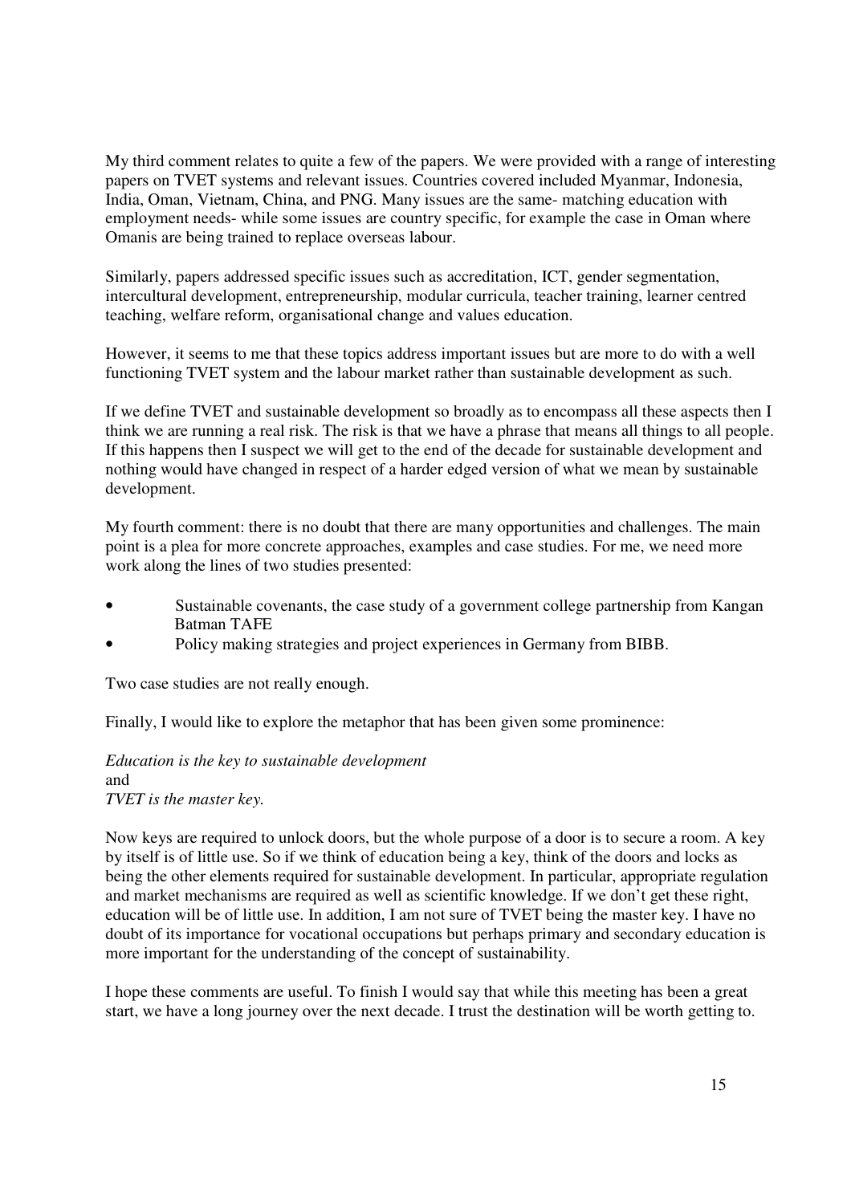My third comment relates to quite a few of the papers. We were provided with a range of interesting papers on TVET systems and relevant issues. Countries covered included Myanmar, Indonesia, India, Oman, Vietnam, China, and PNG. Many issues are the same- matching education with employment needs- while some issues are country specific, for example the case in Oman where Omanis are being trained to replace overseas labour.

Similarly, papers addressed specific issues such as accreditation, ICT, gender segmentation, intercultural development, entrepreneurship, modular curricula, teacher training, learner centred teaching, welfare reform, organisational change and values education.

However, it seems to me that these topics address important issues but are more to do with a well functioning TVET system and the labour market rather than sustainable development as such.

If we define TVET and sustainable development so broadly as to encompass all these aspects then I think we are running a real risk. The risk is that we have a phrase that means all things to all people. If this happens then I suspect we will get to the end of the decade for sustainable development and nothing would have changed in respect of a harder edged version of what we mean by sustainable development.

My fourth comment: there is no doubt that there are many opportunities and challenges. The main point is a plea for more concrete approaches, examples and case studies. For me, we need more work along the lines of two studies presented:

- Sustainable covenants, the case study of a government college partnership from Kangan Batman TAFE
- Policy making strategies and project experiences in Germany from BIBB.

Two case studies are not really enough.

Finally, I would like to explore the metaphor that has been given some prominence:

*Education is the key to sustainable development*
and
*TVET is the master key.*

Now keys are required to unlock doors, but the whole purpose of a door is to secure a room. A key by itself is of little use. So if we think of education being a key, think of the doors and locks as being the other elements required for sustainable development. In particular, appropriate regulation and market mechanisms are required as well as scientific knowledge. If we don't get these right, education will be of little use. In addition, I am not sure of TVET being the master key. I have no doubt of its importance for vocational occupations but perhaps primary and secondary education is more important for the understanding of the concept of sustainability.

I hope these comments are useful. To finish I would say that while this meeting has been a great start, we have a long journey over the next decade. I trust the destination will be worth getting to.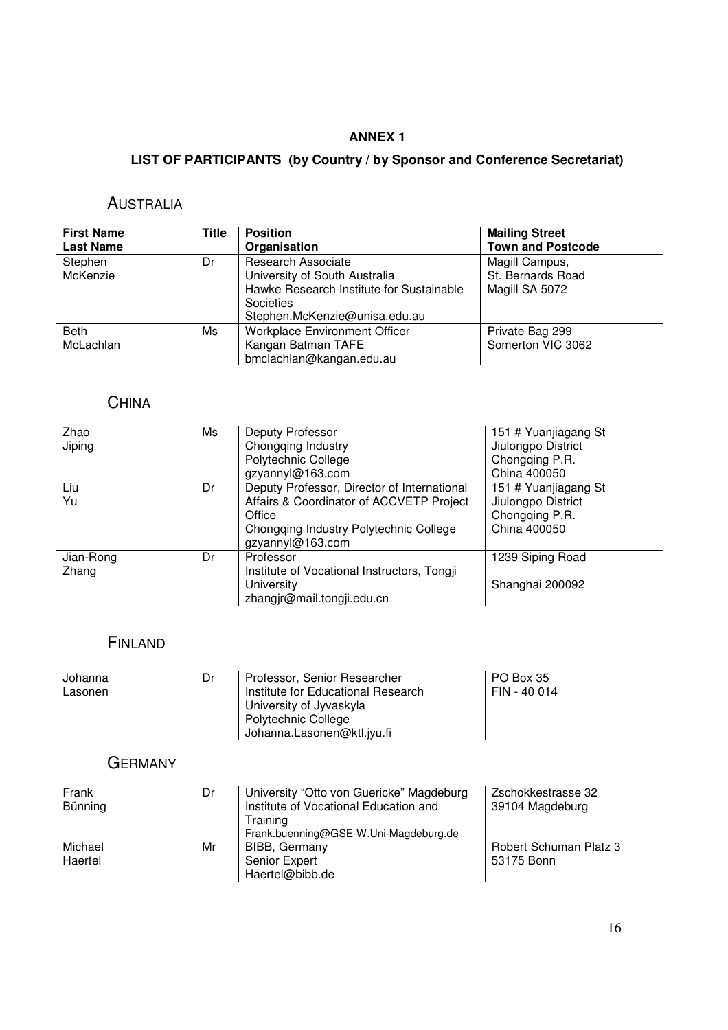**ANNEX 1**

**LIST OF PARTICIPANTS (by Country / by Sponsor and Conference Secretariat)**

## AUSTRALIA

| First Name<br>Last Name | Title | Position<br>Organisation | Mailing Street<br>Town and Postcode |
|---|---|---|---|
| Stephen<br>McKenzie | Dr | Research Associate<br>University of South Australia<br>Hawke Research Institute for Sustainable Societies<br>Stephen.McKenzie@unisa.edu.au | Magill Campus,<br>St. Bernards Road<br>Magill SA 5072 |
| Beth<br>McLachlan | Ms | Workplace Environment Officer<br>Kangan Batman TAFE<br>bmclachlan@kangan.edu.au | Private Bag 299<br>Somerton VIC 3062 |

## CHINA

| First Name<br>Last Name | Title | Position<br>Organisation | Mailing Street<br>Town and Postcode |
|---|---|---|---|
| Zhao<br>Jiping | Ms | Deputy Professor<br>Chongqing Industry<br>Polytechnic College<br>gzyannyl@163.com | 151 # Yuanjiagang St<br>Jiulongpo District<br>Chongqing P.R.<br>China 400050 |
| Liu<br>Yu | Dr | Deputy Professor, Director of International Affairs & Coordinator of ACCVETP Project Office<br>Chongqing Industry Polytechnic College<br>gzyannyl@163.com | 151 # Yuanjiagang St<br>Jiulongpo District<br>Chongqing P.R.<br>China 400050 |
| Jian-Rong<br>Zhang | Dr | Professor<br>Institute of Vocational Instructors, Tongji University<br>zhangjr@mail.tongji.edu.cn | 1239 Siping Road<br><br>Shanghai 200092 |

## FINLAND

| First Name<br>Last Name | Title | Position<br>Organisation | Mailing Street<br>Town and Postcode |
|---|---|---|---|
| Johanna<br>Lasonen | Dr | Professor, Senior Researcher<br>Institute for Educational Research<br>University of Jyvaskyla<br>Polytechnic College<br>Johanna.Lasonen@ktl.jyu.fi | PO Box 35<br>FIN - 40 014 |

## GERMANY

| First Name<br>Last Name | Title | Position<br>Organisation | Mailing Street<br>Town and Postcode |
|---|---|---|---|
| Frank<br>Bünning | Dr | University "Otto von Guericke" Magdeburg<br>Institute of Vocational Education and Training<br>Frank.buenning@GSE-W.Uni-Magdeburg.de | Zschokkestrasse 32<br>39104 Magdeburg |
| Michael<br>Haertel | Mr | BIBB, Germany<br>Senior Expert<br>Haertel@bibb.de | Robert Schuman Platz 3<br>53175 Bonn |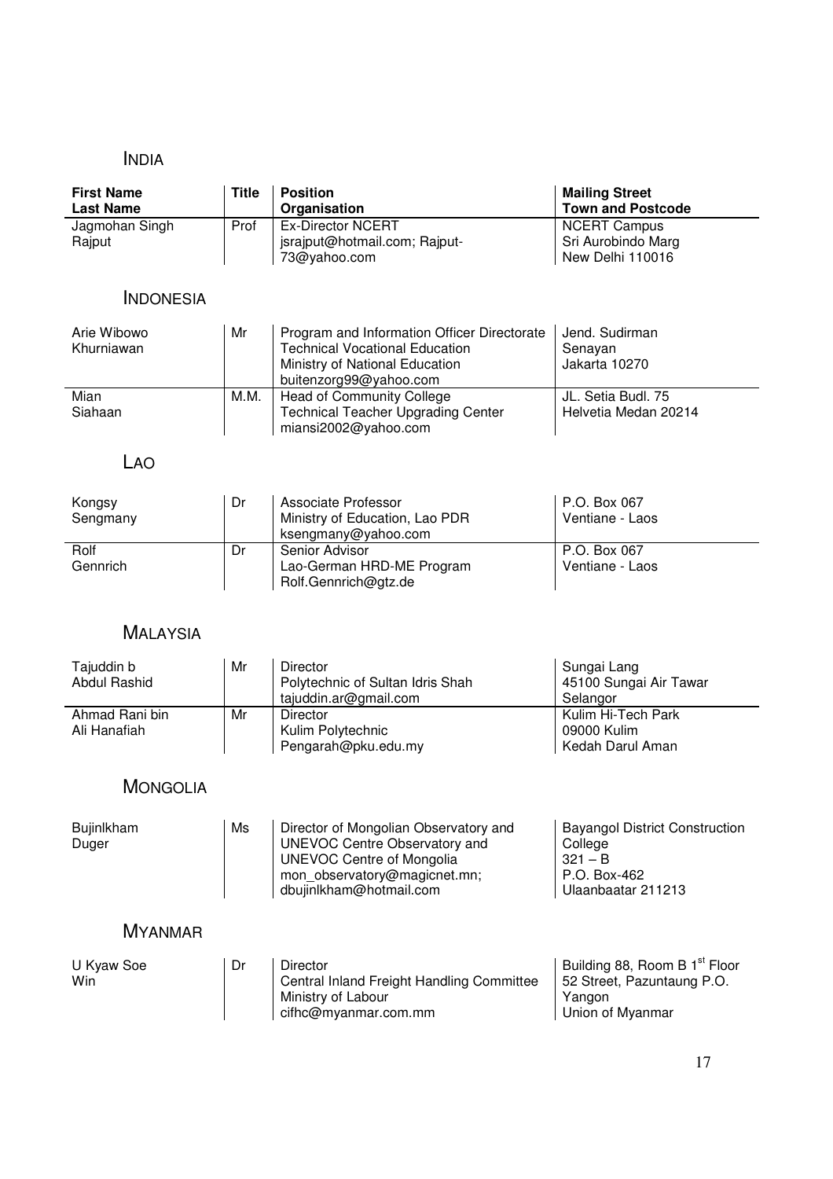## INDIA

| First Name<br>Last Name | Title | Position<br>Organisation | Mailing Street<br>Town and Postcode |
|---|---|---|---|
| Jagmohan Singh<br>Rajput | Prof | Ex-Director NCERT<br>jsrajput@hotmail.com; Rajput-73@yahoo.com | NCERT Campus<br>Sri Aurobindo Marg<br>New Delhi 110016 |

## INDONESIA

| First Name<br>Last Name | Title | Position<br>Organisation | Mailing Street<br>Town and Postcode |
|---|---|---|---|
| Arie Wibowo<br>Khurniawan | Mr | Program and Information Officer Directorate<br>Technical Vocational Education<br>Ministry of National Education<br>buitenzorg99@yahoo.com | Jend. Sudirman<br>Senayan<br>Jakarta 10270 |
| Mian<br>Siahaan | M.M. | Head of Community College<br>Technical Teacher Upgrading Center<br>miansi2002@yahoo.com | JL. Setia Budl. 75<br>Helvetia Medan 20214 |

## LAO

| First Name<br>Last Name | Title | Position<br>Organisation | Mailing Street<br>Town and Postcode |
|---|---|---|---|
| Kongsy<br>Sengmany | Dr | Associate Professor<br>Ministry of Education, Lao PDR<br>ksengmany@yahoo.com | P.O. Box 067<br>Ventiane - Laos |
| Rolf<br>Gennrich | Dr | Senior Advisor<br>Lao-German HRD-ME Program<br>Rolf.Gennrich@gtz.de | P.O. Box 067<br>Ventiane - Laos |

## MALAYSIA

| First Name<br>Last Name | Title | Position<br>Organisation | Mailing Street<br>Town and Postcode |
|---|---|---|---|
| Tajuddin b<br>Abdul Rashid | Mr | Director<br>Polytechnic of Sultan Idris Shah<br>tajuddin.ar@gmail.com | Sungai Lang<br>45100 Sungai Air Tawar<br>Selangor |
| Ahmad Rani bin<br>Ali Hanafiah | Mr | Director<br>Kulim Polytechnic<br>Pengarah@pku.edu.my | Kulim Hi-Tech Park<br>09000 Kulim<br>Kedah Darul Aman |

## MONGOLIA

| First Name<br>Last Name | Title | Position<br>Organisation | Mailing Street<br>Town and Postcode |
|---|---|---|---|
| Bujinlkham<br>Duger | Ms | Director of Mongolian Observatory and UNEVOC Centre Observatory and UNEVOC Centre of Mongolia<br>mon_observatory@magicnet.mn; dbujinlkham@hotmail.com | Bayangol District Construction College<br>321 – B<br>P.O. Box-462<br>Ulaanbaatar 211213 |

## MYANMAR

| First Name<br>Last Name | Title | Position<br>Organisation | Mailing Street<br>Town and Postcode |
|---|---|---|---|
| U Kyaw Soe<br>Win | Dr | Director<br>Central Inland Freight Handling Committee<br>Ministry of Labour<br>cifhc@myanmar.com.mm | Building 88, Room B 1st Floor<br>52 Street, Pazuntaung P.O.<br>Yangon<br>Union of Myanmar |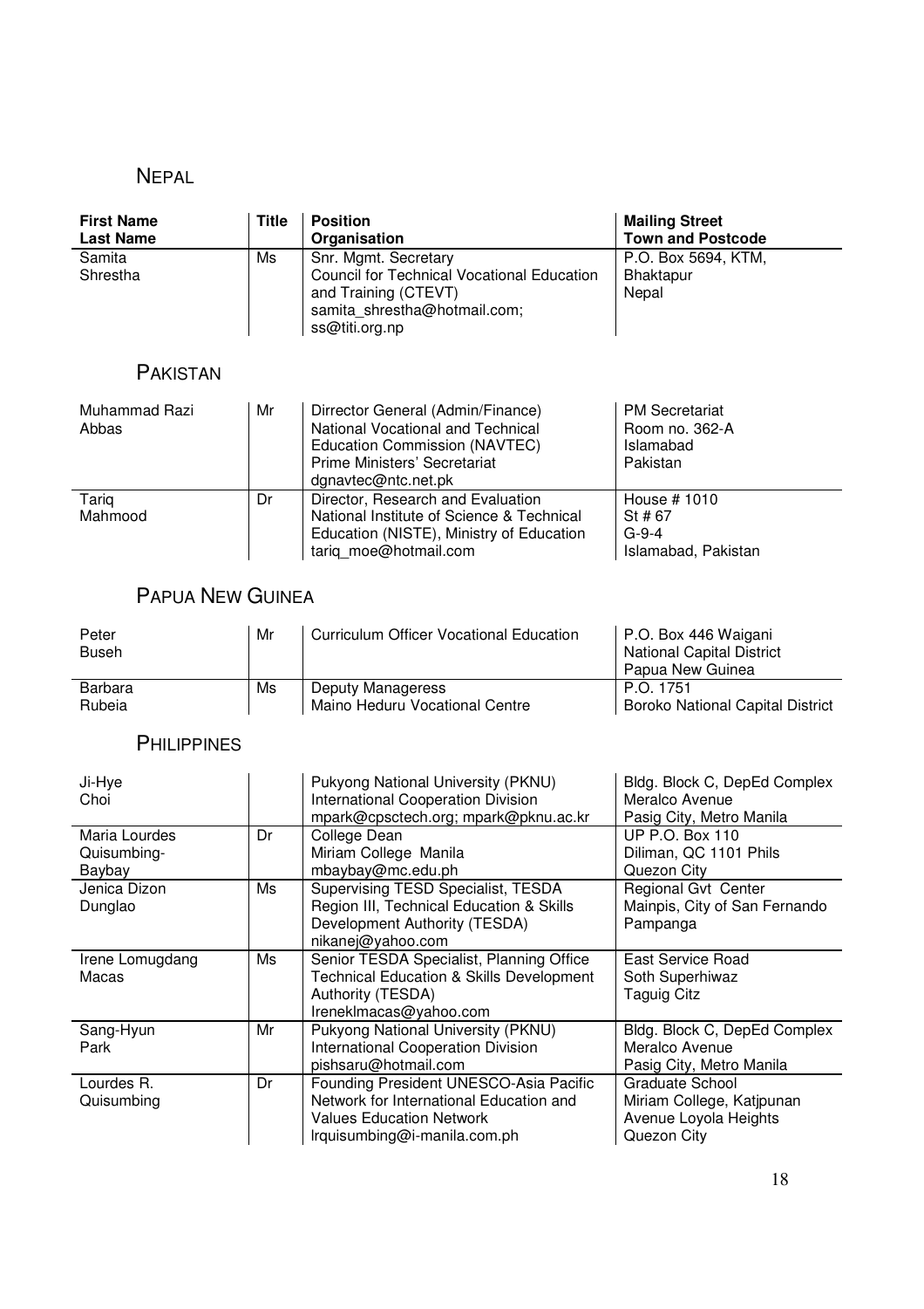## Nepal

| First Name<br>Last Name | Title | Position<br>Organisation | Mailing Street<br>Town and Postcode |
|---|---|---|---|
| Samita<br>Shrestha | Ms | Snr. Mgmt. Secretary<br>Council for Technical Vocational Education and Training (CTEVT)<br>samita_shrestha@hotmail.com; ss@titi.org.np | P.O. Box 5694, KTM,<br>Bhaktapur<br>Nepal |

## Pakistan

| First Name<br>Last Name | Title | Position<br>Organisation | Mailing Street<br>Town and Postcode |
|---|---|---|---|
| Muhammad Razi<br>Abbas | Mr | Dirrector General (Admin/Finance)<br>National Vocational and Technical Education Commission (NAVTEC)<br>Prime Ministers' Secretariat<br>dgnavtec@ntc.net.pk | PM Secretariat<br>Room no. 362-A<br>Islamabad<br>Pakistan |
| Tariq<br>Mahmood | Dr | Director, Research and Evaluation<br>National Institute of Science & Technical Education (NISTE), Ministry of Education<br>tariq_moe@hotmail.com | House # 1010<br>St # 67<br>G-9-4<br>Islamabad, Pakistan |

## Papua New Guinea

| First Name<br>Last Name | Title | Position<br>Organisation | Mailing Street<br>Town and Postcode |
|---|---|---|---|
| Peter<br>Buseh | Mr | Curriculum Officer Vocational Education | P.O. Box 446 Waigani<br>National Capital District<br>Papua New Guinea |
| Barbara<br>Rubeia | Ms | Deputy Manageress<br>Maino Heduru Vocational Centre | P.O. 1751<br>Boroko National Capital District |

## Philippines

| First Name<br>Last Name | Title | Position<br>Organisation | Mailing Street<br>Town and Postcode |
|---|---|---|---|
| Ji-Hye<br>Choi | | Pukyong National University (PKNU)<br>International Cooperation Division<br>mpark@cpsctech.org; mpark@pknu.ac.kr | Bldg. Block C, DepEd Complex<br>Meralco Avenue<br>Pasig City, Metro Manila |
| Maria Lourdes<br>Quisumbing-Baybay | Dr | College Dean<br>Miriam College Manila<br>mbaybay@mc.edu.ph | UP P.O. Box 110<br>Diliman, QC 1101 Phils<br>Quezon City |
| Jenica Dizon<br>Dunglao | Ms | Supervising TESD Specialist, TESDA Region III, Technical Education & Skills Development Authority (TESDA)<br>nikanej@yahoo.com | Regional Gvt Center<br>Mainpis, City of San Fernando<br>Pampanga |
| Irene Lomugdang<br>Macas | Ms | Senior TESDA Specialist, Planning Office<br>Technical Education & Skills Development Authority (TESDA)<br>Ireneklmacas@yahoo.com | East Service Road<br>Soth Superhiwaz<br>Taguig Citz |
| Sang-Hyun<br>Park | Mr | Pukyong National University (PKNU)<br>International Cooperation Division<br>pishsaru@hotmail.com | Bldg. Block C, DepEd Complex<br>Meralco Avenue<br>Pasig City, Metro Manila |
| Lourdes R.<br>Quisumbing | Dr | Founding President UNESCO-Asia Pacific Network for International Education and Values Education Network<br>lrquisumbing@i-manila.com.ph | Graduate School<br>Miriam College, Katjpunan<br>Avenue Loyola Heights<br>Quezon City |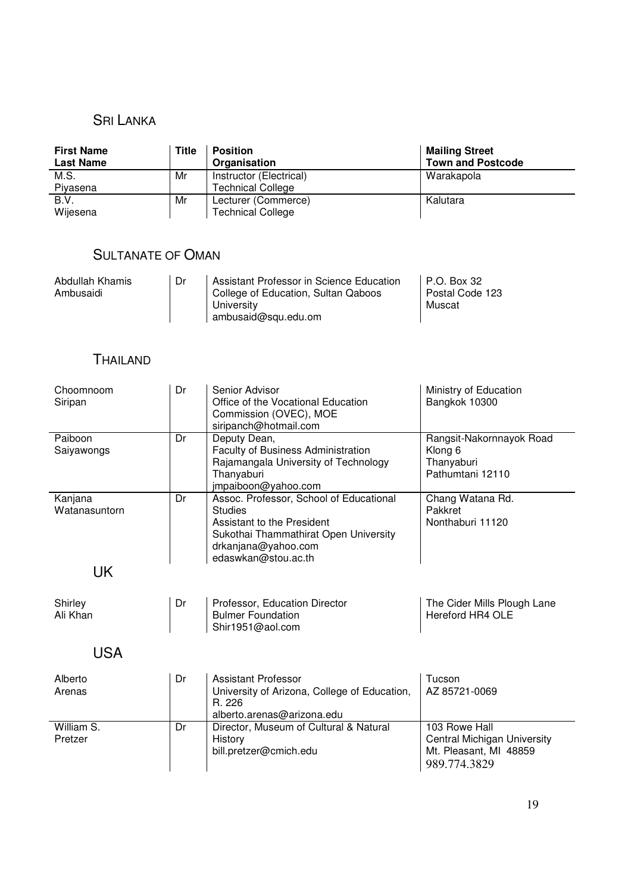## SRI LANKA

| First Name<br>Last Name | Title | Position<br>Organisation | Mailing Street<br>Town and Postcode |
|---|---|---|---|
| M.S.<br>Piyasena | Mr | Instructor (Electrical)<br>Technical College | Warakapola |
| B.V.<br>Wijesena | Mr | Lecturer (Commerce)<br>Technical College | Kalutara |

## SULTANATE OF OMAN

| First Name<br>Last Name | Title | Position<br>Organisation | Mailing Street<br>Town and Postcode |
|---|---|---|---|
| Abdullah Khamis<br>Ambusaidi | Dr | Assistant Professor in Science Education<br>College of Education, Sultan Qaboos University<br>ambusaid@squ.edu.om | P.O. Box 32<br>Postal Code 123<br>Muscat |

## THAILAND

| First Name<br>Last Name | Title | Position<br>Organisation | Mailing Street<br>Town and Postcode |
|---|---|---|---|
| Choomnoom<br>Siripan | Dr | Senior Advisor<br>Office of the Vocational Education Commission (OVEC), MOE<br>siripanch@hotmail.com | Ministry of Education<br>Bangkok 10300 |
| Paiboon<br>Saiyawongs | Dr | Deputy Dean,<br>Faculty of Business Administration<br>Rajamangala University of Technology Thanyaburi<br>jmpaiboon@yahoo.com | Rangsit-Nakornnayok Road<br>Klong 6<br>Thanyaburi<br>Pathumtani 12110 |
| Kanjana<br>Watanasuntorn | Dr | Assoc. Professor, School of Educational Studies<br>Assistant to the President<br>Sukothai Thammathirat Open University<br>drkanjana@yahoo.com<br>edaswkan@stou.ac.th | Chang Watana Rd.<br>Pakkret<br>Nonthaburi 11120 |

## UK

| First Name<br>Last Name | Title | Position<br>Organisation | Mailing Street<br>Town and Postcode |
|---|---|---|---|
| Shirley<br>Ali Khan | Dr | Professor, Education Director<br>Bulmer Foundation<br>Shir1951@aol.com | The Cider Mills Plough Lane<br>Hereford HR4 OLE |

## USA

| First Name<br>Last Name | Title | Position<br>Organisation | Mailing Street<br>Town and Postcode |
|---|---|---|---|
| Alberto<br>Arenas | Dr | Assistant Professor<br>University of Arizona, College of Education, R. 226<br>alberto.arenas@arizona.edu | Tucson<br>AZ 85721-0069 |
| William S.<br>Pretzer | Dr | Director, Museum of Cultural & Natural History<br>bill.pretzer@cmich.edu | 103 Rowe Hall<br>Central Michigan University<br>Mt. Pleasant, MI 48859<br>989.774.3829 |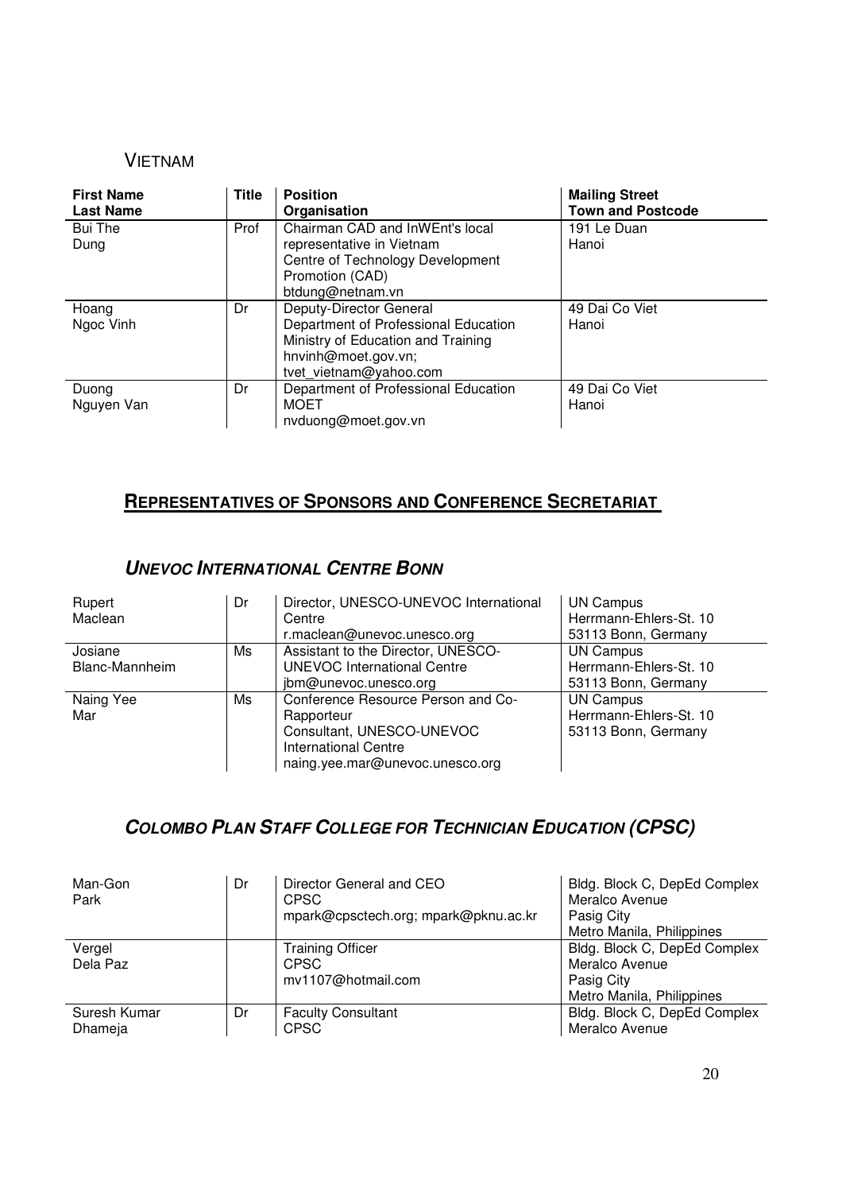## VIETNAM

| First Name<br>Last Name | Title | Position<br>Organisation | Mailing Street<br>Town and Postcode |
|---|---|---|---|
| Bui The<br>Dung | Prof | Chairman CAD and InWEnt's local representative in Vietnam<br>Centre of Technology Development Promotion (CAD)<br>btdung@netnam.vn | 191 Le Duan<br>Hanoi |
| Hoang<br>Ngoc Vinh | Dr | Deputy-Director General<br>Department of Professional Education<br>Ministry of Education and Training<br>hnvinh@moet.gov.vn;<br>tvet_vietnam@yahoo.com | 49 Dai Co Viet<br>Hanoi |
| Duong<br>Nguyen Van | Dr | Department of Professional Education<br>MOET<br>nvduong@moet.gov.vn | 49 Dai Co Viet<br>Hanoi |

# REPRESENTATIVES OF SPONSORS AND CONFERENCE SECRETARIAT

## *UNEVOC INTERNATIONAL CENTRE BONN*

| First Name<br>Last Name | Title | Position<br>Organisation | Mailing Street<br>Town and Postcode |
|---|---|---|---|
| Rupert<br>Maclean | Dr | Director, UNESCO-UNEVOC International Centre<br>r.maclean@unevoc.unesco.org | UN Campus<br>Herrmann-Ehlers-St. 10<br>53113 Bonn, Germany |
| Josiane<br>Blanc-Mannheim | Ms | Assistant to the Director, UNESCO-UNEVOC International Centre<br>jbm@unevoc.unesco.org | UN Campus<br>Herrmann-Ehlers-St. 10<br>53113 Bonn, Germany |
| Naing Yee<br>Mar | Ms | Conference Resource Person and Co-Rapporteur<br>Consultant, UNESCO-UNEVOC International Centre<br>naing.yee.mar@unevoc.unesco.org | UN Campus<br>Herrmann-Ehlers-St. 10<br>53113 Bonn, Germany |

## *COLOMBO PLAN STAFF COLLEGE FOR TECHNICIAN EDUCATION (CPSC)*

| First Name<br>Last Name | Title | Position<br>Organisation | Mailing Street<br>Town and Postcode |
|---|---|---|---|
| Man-Gon<br>Park | Dr | Director General and CEO<br>CPSC<br>mpark@cpsctech.org; mpark@pknu.ac.kr | Bldg. Block C, DepEd Complex<br>Meralco Avenue<br>Pasig City<br>Metro Manila, Philippines |
| Vergel<br>Dela Paz | | Training Officer<br>CPSC<br>mv1107@hotmail.com | Bldg. Block C, DepEd Complex<br>Meralco Avenue<br>Pasig City<br>Metro Manila, Philippines |
| Suresh Kumar<br>Dhameja | Dr | Faculty Consultant<br>CPSC | Bldg. Block C, DepEd Complex<br>Meralco Avenue |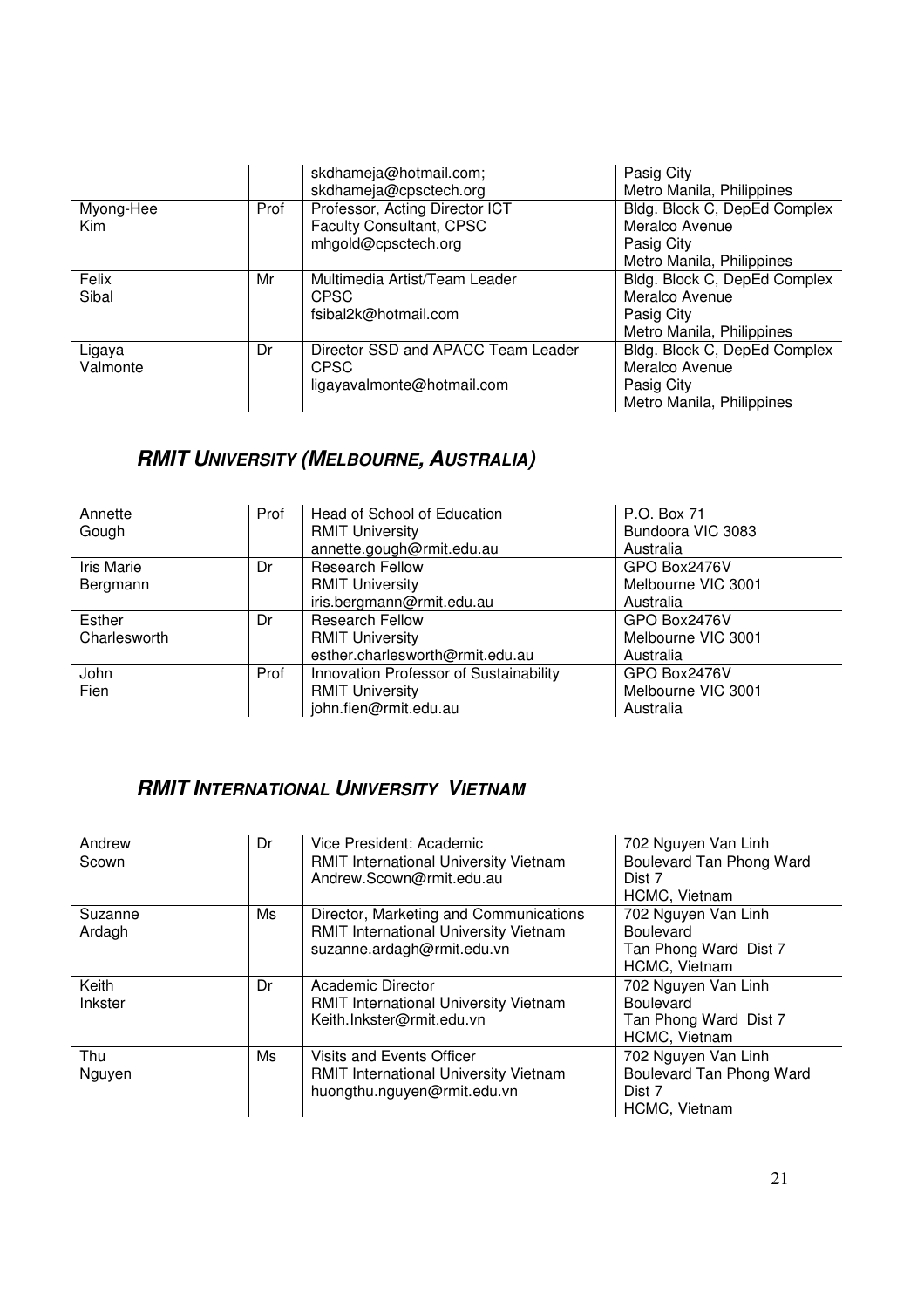| | | | |
|---|---|---|---|
| | | skdhameja@hotmail.com; skdhameja@cpsctech.org | Pasig City Metro Manila, Philippines |
| Myong-Hee Kim | Prof | Professor, Acting Director ICT Faculty Consultant, CPSC mhgold@cpsctech.org | Bldg. Block C, DepEd Complex Meralco Avenue Pasig City Metro Manila, Philippines |
| Felix Sibal | Mr | Multimedia Artist/Team Leader CPSC fsibal2k@hotmail.com | Bldg. Block C, DepEd Complex Meralco Avenue Pasig City Metro Manila, Philippines |
| Ligaya Valmonte | Dr | Director SSD and APACC Team Leader CPSC ligayavalmonte@hotmail.com | Bldg. Block C, DepEd Complex Meralco Avenue Pasig City Metro Manila, Philippines |

## *RMIT UNIVERSITY (MELBOURNE, AUSTRALIA)*

| | | | |
|---|---|---|---|
| Annette Gough | Prof | Head of School of Education RMIT University annette.gough@rmit.edu.au | P.O. Box 71 Bundoora VIC 3083 Australia |
| Iris Marie Bergmann | Dr | Research Fellow RMIT University iris.bergmann@rmit.edu.au | GPO Box2476V Melbourne VIC 3001 Australia |
| Esther Charlesworth | Dr | Research Fellow RMIT University esther.charlesworth@rmit.edu.au | GPO Box2476V Melbourne VIC 3001 Australia |
| John Fien | Prof | Innovation Professor of Sustainability RMIT University john.fien@rmit.edu.au | GPO Box2476V Melbourne VIC 3001 Australia |

## *RMIT INTERNATIONAL UNIVERSITY VIETNAM*

| | | | |
|---|---|---|---|
| Andrew Scown | Dr | Vice President: Academic RMIT International University Vietnam Andrew.Scown@rmit.edu.au | 702 Nguyen Van Linh Boulevard Tan Phong Ward Dist 7 HCMC, Vietnam |
| Suzanne Ardagh | Ms | Director, Marketing and Communications RMIT International University Vietnam suzanne.ardagh@rmit.edu.vn | 702 Nguyen Van Linh Boulevard Tan Phong Ward Dist 7 HCMC, Vietnam |
| Keith Inkster | Dr | Academic Director RMIT International University Vietnam Keith.Inkster@rmit.edu.vn | 702 Nguyen Van Linh Boulevard Tan Phong Ward Dist 7 HCMC, Vietnam |
| Thu Nguyen | Ms | Visits and Events Officer RMIT International University Vietnam huongthu.nguyen@rmit.edu.vn | 702 Nguyen Van Linh Boulevard Tan Phong Ward Dist 7 HCMC, Vietnam |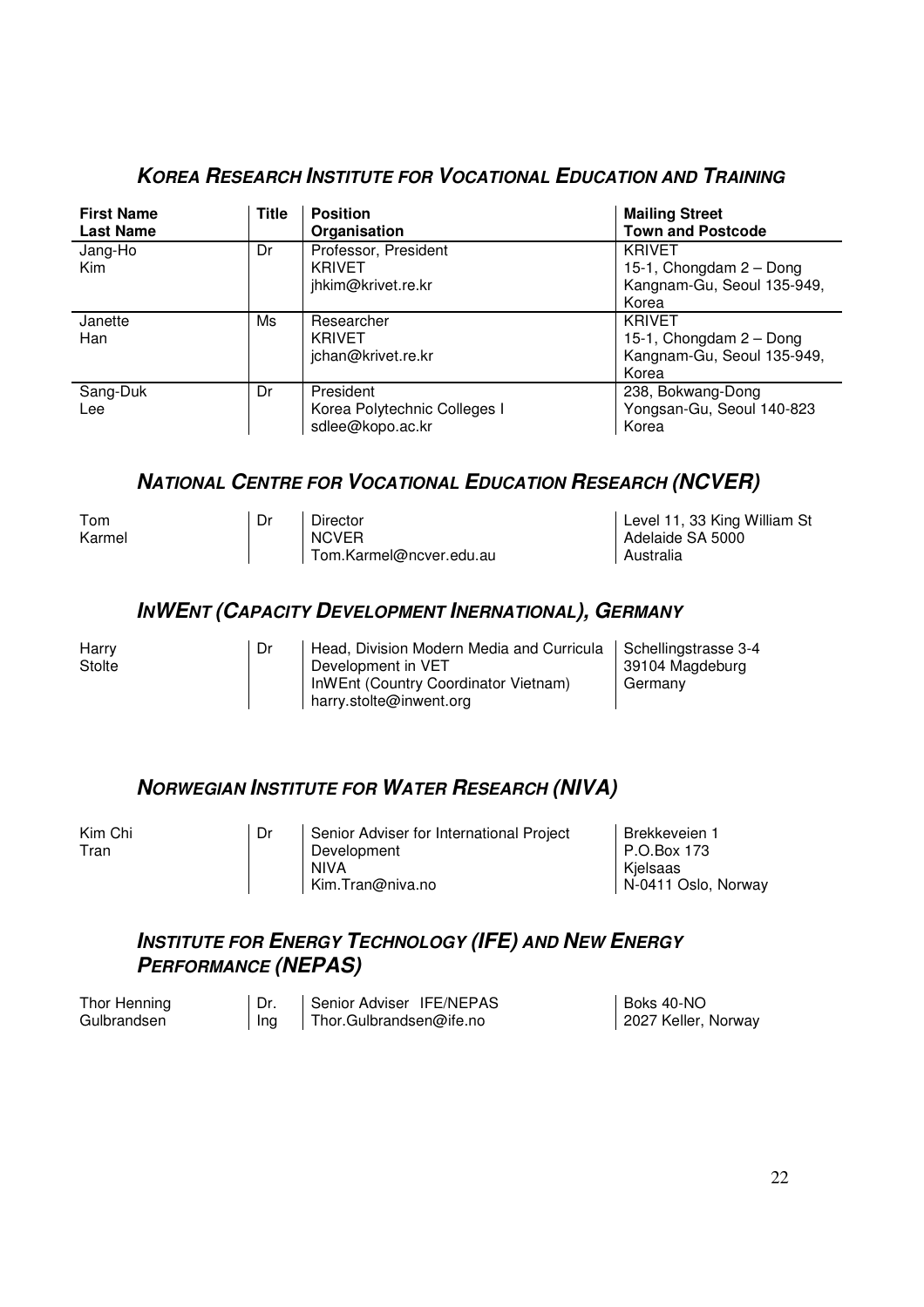## *KOREA RESEARCH INSTITUTE FOR VOCATIONAL EDUCATION AND TRAINING*

| First Name<br>Last Name | Title | Position<br>Organisation | Mailing Street<br>Town and Postcode |
|---|---|---|---|
| Jang-Ho<br>Kim | Dr | Professor, President<br>KRIVET<br>jhkim@krivet.re.kr | KRIVET<br>15-1, Chongdam 2 – Dong<br>Kangnam-Gu, Seoul 135-949,<br>Korea |
| Janette<br>Han | Ms | Researcher<br>KRIVET<br>jchan@krivet.re.kr | KRIVET<br>15-1, Chongdam 2 – Dong<br>Kangnam-Gu, Seoul 135-949,<br>Korea |
| Sang-Duk<br>Lee | Dr | President<br>Korea Polytechnic Colleges I<br>sdlee@kopo.ac.kr | 238, Bokwang-Dong<br>Yongsan-Gu, Seoul 140-823<br>Korea |

## *NATIONAL CENTRE FOR VOCATIONAL EDUCATION RESEARCH (NCVER)*

| | | | |
|---|---|---|---|
| Tom<br>Karmel | Dr | Director<br>NCVER<br>Tom.Karmel@ncver.edu.au | Level 11, 33 King William St<br>Adelaide SA 5000<br>Australia |

## *INWENT (CAPACITY DEVELOPMENT INERNATIONAL), GERMANY*

| | | | |
|---|---|---|---|
| Harry<br>Stolte | Dr | Head, Division Modern Media and Curricula Development in VET<br>InWEnt (Country Coordinator Vietnam)<br>harry.stolte@inwent.org | Schellingstrasse 3-4<br>39104 Magdeburg<br>Germany |

## *NORWEGIAN INSTITUTE FOR WATER RESEARCH (NIVA)*

| | | | |
|---|---|---|---|
| Kim Chi<br>Tran | Dr | Senior Adviser for International Project Development<br>NIVA<br>Kim.Tran@niva.no | Brekkeveien 1<br>P.O.Box 173<br>Kjelsaas<br>N-0411 Oslo, Norway |

## *INSTITUTE FOR ENERGY TECHNOLOGY (IFE) AND NEW ENERGY PERFORMANCE (NEPAS)*

| | | | |
|---|---|---|---|
| Thor Henning<br>Gulbrandsen | Dr.<br>Ing | Senior Adviser IFE/NEPAS<br>Thor.Gulbrandsen@ife.no | Boks 40-NO<br>2027 Keller, Norway |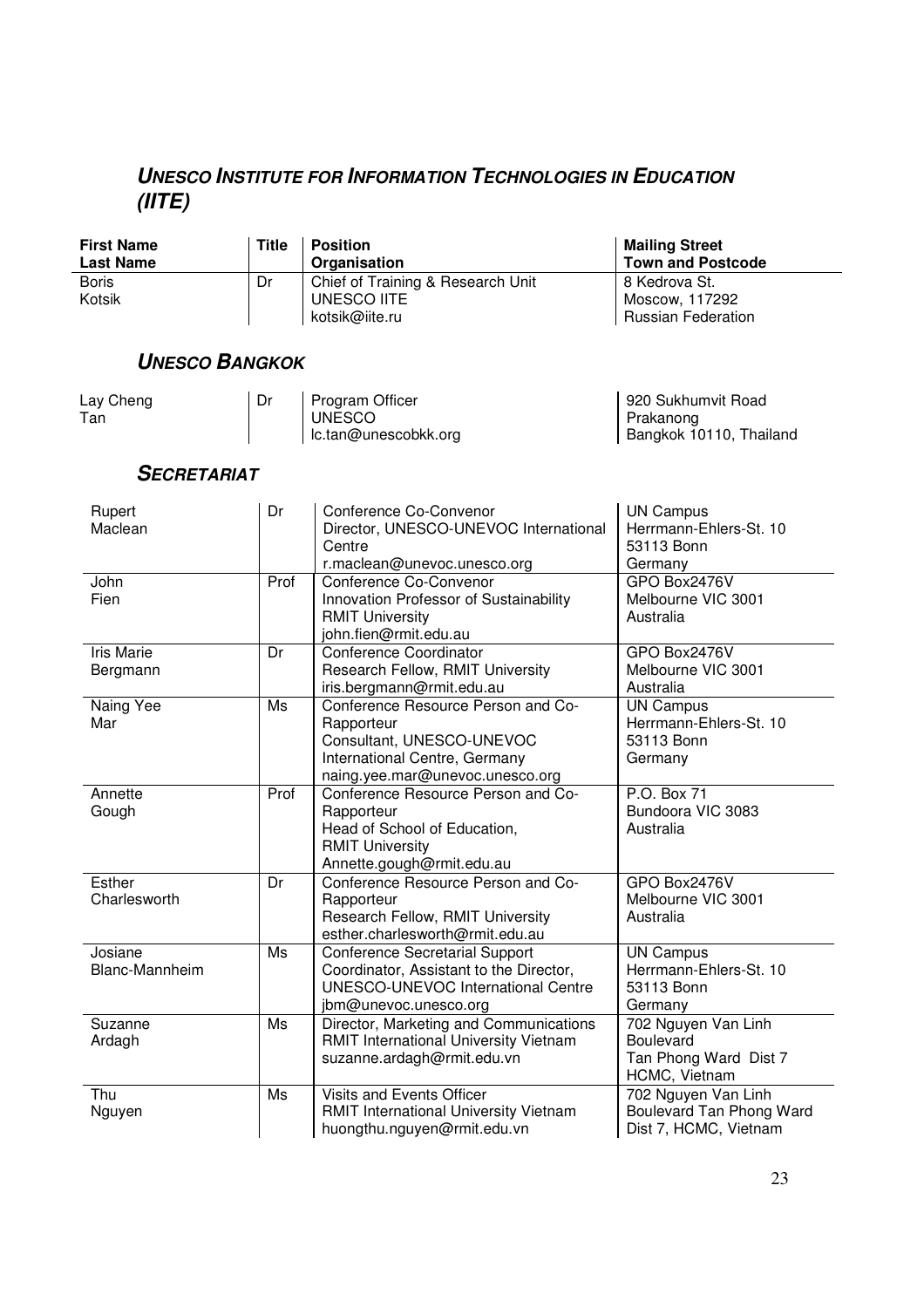## *UNESCO INSTITUTE FOR INFORMATION TECHNOLOGIES IN EDUCATION (IITE)*

| First Name<br>Last Name | Title | Position<br>Organisation | Mailing Street<br>Town and Postcode |
|---|---|---|---|
| Boris<br>Kotsik | Dr | Chief of Training & Research Unit<br>UNESCO IITE<br>kotsik@iite.ru | 8 Kedrova St.<br>Moscow, 117292<br>Russian Federation |

## *UNESCO BANGKOK*

| First Name<br>Last Name | Title | Position<br>Organisation | Mailing Street<br>Town and Postcode |
|---|---|---|---|
| Lay Cheng<br>Tan | Dr | Program Officer<br>UNESCO<br>lc.tan@unescobkk.org | 920 Sukhumvit Road<br>Prakanong<br>Bangkok 10110, Thailand |

## *SECRETARIAT*

| First Name<br>Last Name | Title | Position<br>Organisation | Mailing Street<br>Town and Postcode |
|---|---|---|---|
| Rupert<br>Maclean | Dr | Conference Co-Convenor<br>Director, UNESCO-UNEVOC International Centre<br>r.maclean@unevoc.unesco.org | UN Campus<br>Herrmann-Ehlers-St. 10<br>53113 Bonn<br>Germany |
| John<br>Fien | Prof | Conference Co-Convenor<br>Innovation Professor of Sustainability<br>RMIT University<br>john.fien@rmit.edu.au | GPO Box2476V<br>Melbourne VIC 3001<br>Australia |
| Iris Marie<br>Bergmann | Dr | Conference Coordinator<br>Research Fellow, RMIT University<br>iris.bergmann@rmit.edu.au | GPO Box2476V<br>Melbourne VIC 3001<br>Australia |
| Naing Yee<br>Mar | Ms | Conference Resource Person and Co-Rapporteur<br>Consultant, UNESCO-UNEVOC International Centre, Germany<br>naing.yee.mar@unevoc.unesco.org | UN Campus<br>Herrmann-Ehlers-St. 10<br>53113 Bonn<br>Germany |
| Annette<br>Gough | Prof | Conference Resource Person and Co-Rapporteur<br>Head of School of Education,<br>RMIT University<br>Annette.gough@rmit.edu.au | P.O. Box 71<br>Bundoora VIC 3083<br>Australia |
| Esther<br>Charlesworth | Dr | Conference Resource Person and Co-Rapporteur<br>Research Fellow, RMIT University<br>esther.charlesworth@rmit.edu.au | GPO Box2476V<br>Melbourne VIC 3001<br>Australia |
| Josiane<br>Blanc-Mannheim | Ms | Conference Secretarial Support<br>Coordinator, Assistant to the Director,<br>UNESCO-UNEVOC International Centre<br>jbm@unevoc.unesco.org | UN Campus<br>Herrmann-Ehlers-St. 10<br>53113 Bonn<br>Germany |
| Suzanne<br>Ardagh | Ms | Director, Marketing and Communications<br>RMIT International University Vietnam<br>suzanne.ardagh@rmit.edu.vn | 702 Nguyen Van Linh Boulevard<br>Tan Phong Ward Dist 7<br>HCMC, Vietnam |
| Thu<br>Nguyen | Ms | Visits and Events Officer<br>RMIT International University Vietnam<br>huongthu.nguyen@rmit.edu.vn | 702 Nguyen Van Linh<br>Boulevard Tan Phong Ward<br>Dist 7, HCMC, Vietnam |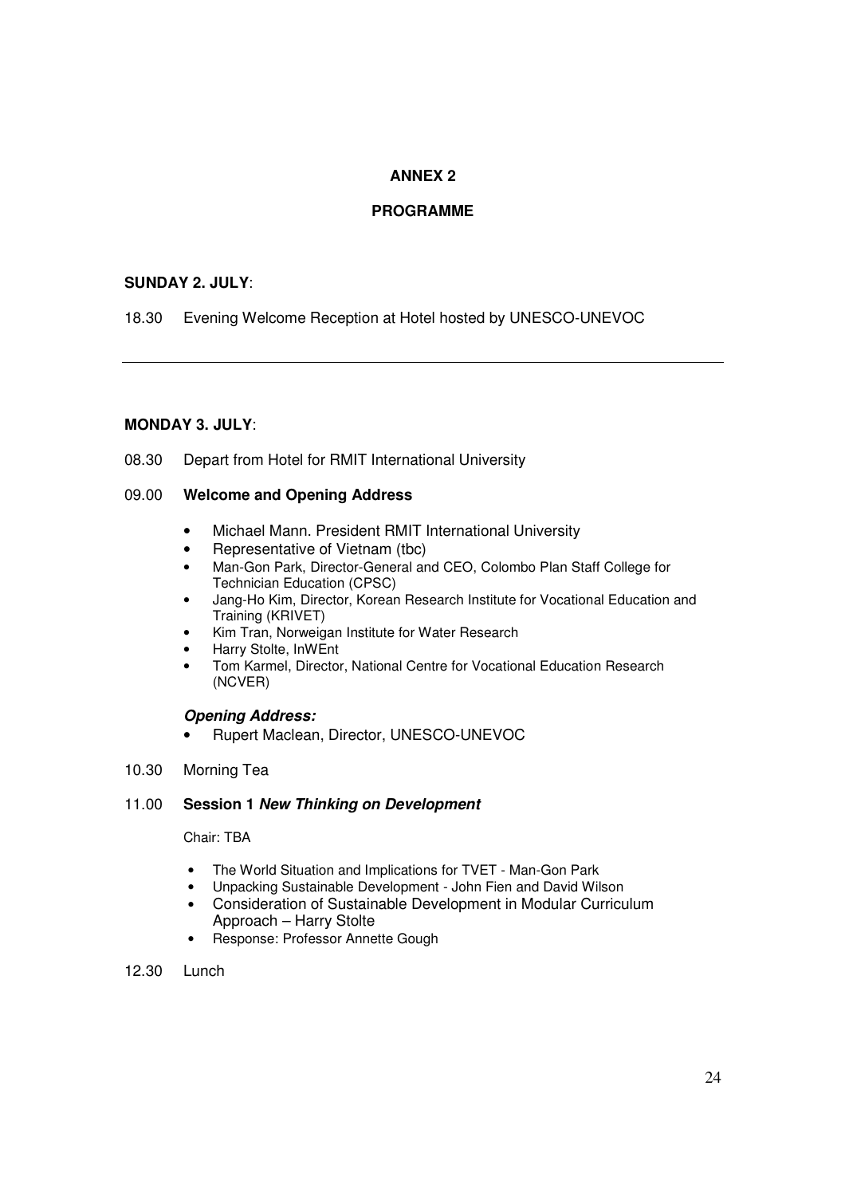## ANNEX 2

## PROGRAMME

**SUNDAY 2. JULY**:

18.30 Evening Welcome Reception at Hotel hosted by UNESCO-UNEVOC

---

**MONDAY 3. JULY**:

08.30 Depart from Hotel for RMIT International University

09.00 **Welcome and Opening Address**

- Michael Mann. President RMIT International University
- Representative of Vietnam (tbc)
- Man-Gon Park, Director-General and CEO, Colombo Plan Staff College for Technician Education (CPSC)
- Jang-Ho Kim, Director, Korean Research Institute for Vocational Education and Training (KRIVET)
- Kim Tran, Norweigan Institute for Water Research
- Harry Stolte, InWEnt
- Tom Karmel, Director, National Centre for Vocational Education Research (NCVER)

***Opening Address:***

- Rupert Maclean, Director, UNESCO-UNEVOC

10.30 Morning Tea

11.00 **Session 1 *New Thinking on Development***

Chair: TBA

- The World Situation and Implications for TVET - Man-Gon Park
- Unpacking Sustainable Development - John Fien and David Wilson
- Consideration of Sustainable Development in Modular Curriculum Approach – Harry Stolte
- Response: Professor Annette Gough

12.30 Lunch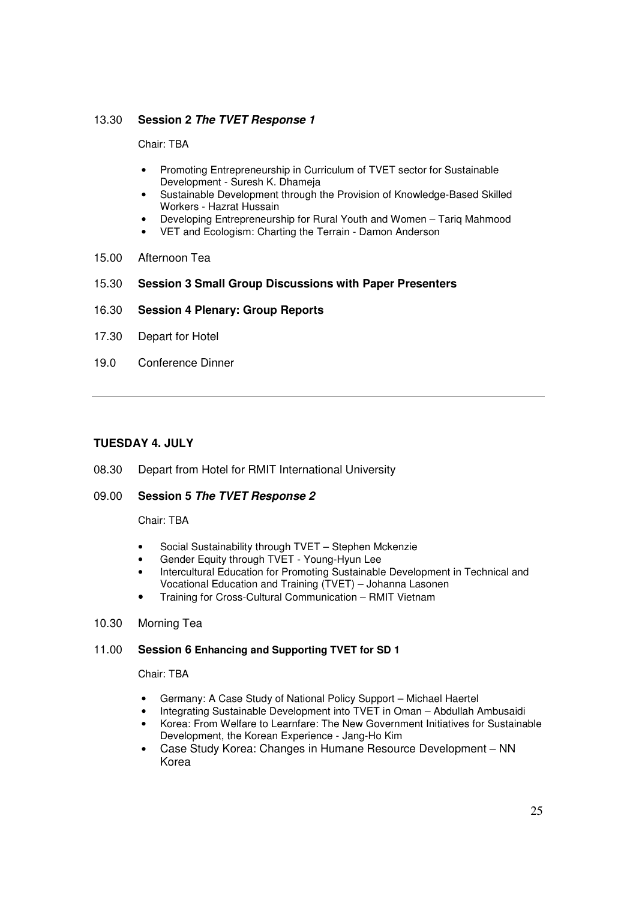13.30 **Session 2 *The TVET Response 1***

Chair: TBA

- Promoting Entrepreneurship in Curriculum of TVET sector for Sustainable Development - Suresh K. Dhameja
- Sustainable Development through the Provision of Knowledge-Based Skilled Workers - Hazrat Hussain
- Developing Entrepreneurship for Rural Youth and Women – Tariq Mahmood
- VET and Ecologism: Charting the Terrain - Damon Anderson

15.00 Afternoon Tea

15.30 **Session 3 Small Group Discussions with Paper Presenters**

16.30 **Session 4 Plenary: Group Reports**

17.30 Depart for Hotel

19.0 Conference Dinner

---

**TUESDAY 4. JULY**

08.30 Depart from Hotel for RMIT International University

09.00 **Session 5 *The TVET Response 2***

Chair: TBA

- Social Sustainability through TVET – Stephen Mckenzie
- Gender Equity through TVET - Young-Hyun Lee
- Intercultural Education for Promoting Sustainable Development in Technical and Vocational Education and Training (TVET) – Johanna Lasonen
- Training for Cross-Cultural Communication – RMIT Vietnam

10.30 Morning Tea

11.00 **Session 6 Enhancing and Supporting TVET for SD 1**

Chair: TBA

- Germany: A Case Study of National Policy Support – Michael Haertel
- Integrating Sustainable Development into TVET in Oman – Abdullah Ambusaidi
- Korea: From Welfare to Learnfare: The New Government Initiatives for Sustainable Development, the Korean Experience - Jang-Ho Kim
- Case Study Korea: Changes in Humane Resource Development – NN Korea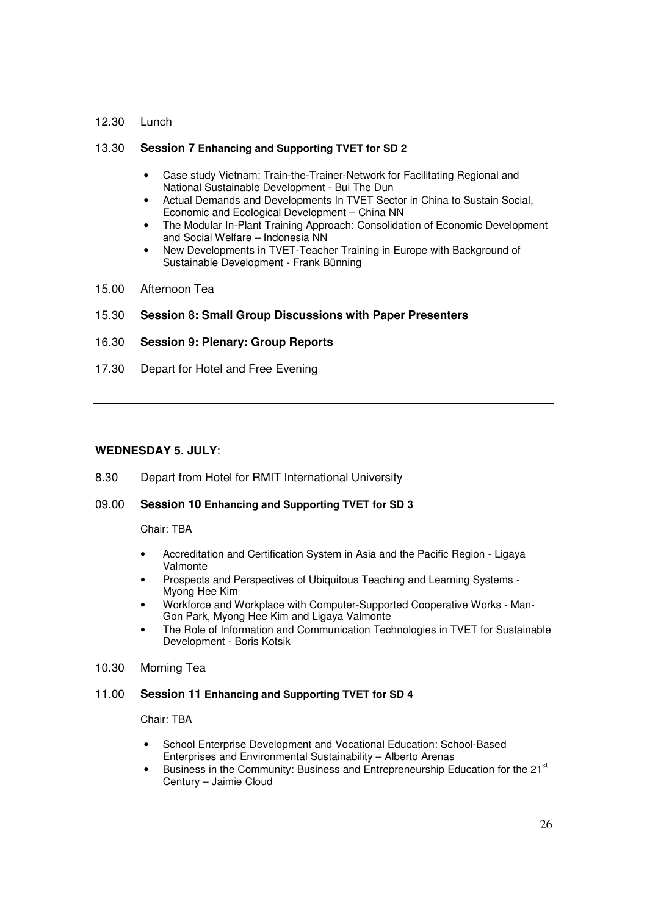12.30 Lunch

13.30 **Session 7 Enhancing and Supporting TVET for SD 2**

- Case study Vietnam: Train-the-Trainer-Network for Facilitating Regional and National Sustainable Development - Bui The Dun
- Actual Demands and Developments In TVET Sector in China to Sustain Social, Economic and Ecological Development – China NN
- The Modular In-Plant Training Approach: Consolidation of Economic Development and Social Welfare – Indonesia NN
- New Developments in TVET-Teacher Training in Europe with Background of Sustainable Development - Frank Bünning

15.00 Afternoon Tea

15.30 **Session 8: Small Group Discussions with Paper Presenters**

16.30 **Session 9: Plenary: Group Reports**

17.30 Depart for Hotel and Free Evening

---

**WEDNESDAY 5. JULY**:

8.30 Depart from Hotel for RMIT International University

09.00 **Session 10 Enhancing and Supporting TVET for SD 3**

Chair: TBA

- Accreditation and Certification System in Asia and the Pacific Region - Ligaya Valmonte
- Prospects and Perspectives of Ubiquitous Teaching and Learning Systems - Myong Hee Kim
- Workforce and Workplace with Computer-Supported Cooperative Works - Man-Gon Park, Myong Hee Kim and Ligaya Valmonte
- The Role of Information and Communication Technologies in TVET for Sustainable Development - Boris Kotsik

10.30 Morning Tea

11.00 **Session 11 Enhancing and Supporting TVET for SD 4**

Chair: TBA

- School Enterprise Development and Vocational Education: School-Based Enterprises and Environmental Sustainability – Alberto Arenas
- Business in the Community: Business and Entrepreneurship Education for the 21st Century – Jaimie Cloud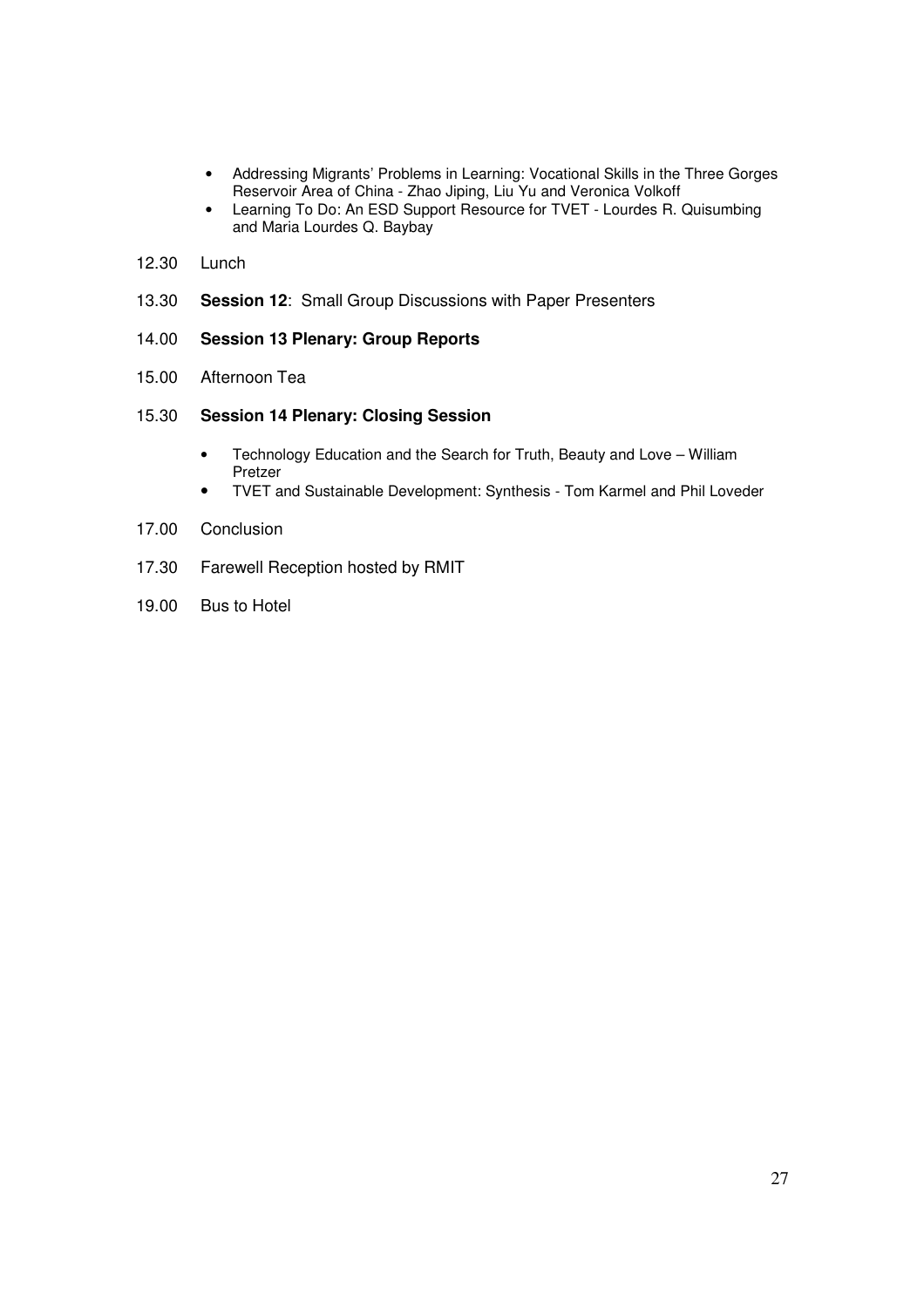- Addressing Migrants' Problems in Learning: Vocational Skills in the Three Gorges Reservoir Area of China - Zhao Jiping, Liu Yu and Veronica Volkoff
- Learning To Do: An ESD Support Resource for TVET - Lourdes R. Quisumbing and Maria Lourdes Q. Baybay

12.30 Lunch

13.30 **Session 12**: Small Group Discussions with Paper Presenters

14.00 **Session 13 Plenary: Group Reports**

15.00 Afternoon Tea

15.30 **Session 14 Plenary: Closing Session**

- Technology Education and the Search for Truth, Beauty and Love – William Pretzer
- TVET and Sustainable Development: Synthesis - Tom Karmel and Phil Loveder

17.00 Conclusion

17.30 Farewell Reception hosted by RMIT

19.00 Bus to Hotel